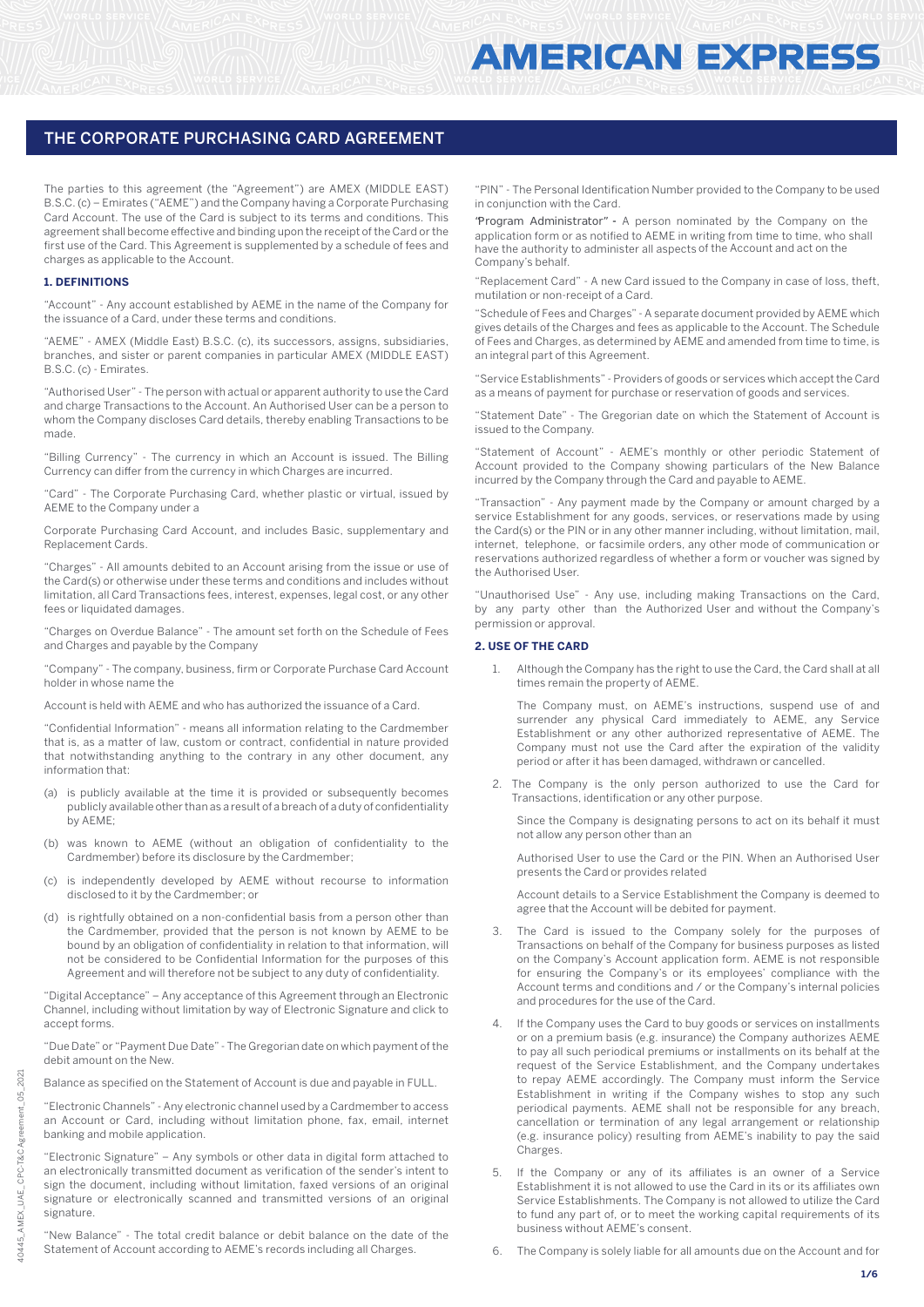# THE CORPORATE PURCHASING CARD AGREEMENT

The parties to this agreement (the "Agreement") are AMEX (MIDDLE EAST) B.S.C. (c) – Emirates ("AEME") and the Company having a Corporate Purchasing Card Account. The use of the Card is subject to its terms and conditions. This agreement shall become effective and binding upon the receipt of the Card or the first use of the Card. This Agreement is supplemented by a schedule of fees and charges as applicable to the Account.

## 1. DEFINITIONS

"Account" - Any account established by AEME in the name of the Company for the issuance of a Card, under these terms and conditions.

"AEME" - AMEX (Middle East) B.S.C. (c), its successors, assigns, subsidiaries, branches, and sister or parent companies in particular AMEX (MIDDLE EAST) B.S.C. (c) - Emirates.

"Authorised User" - The person with actual or apparent authority to use the Card and charge Transactions to the Account. An Authorised User can be a person to whom the Company discloses Card details, thereby enabling Transactions to be made.

"Billing Currency" - The currency in which an Account is issued. The Billing Currency can differ from the currency in which Charges are incurred.

"Card" - The Corporate Purchasing Card, whether plastic or virtual, issued by AEME to the Company under a

Corporate Purchasing Card Account, and includes Basic, supplementary and Replacement Cards.

"Charges" - All amounts debited to an Account arising from the issue or use of the Card(s) or otherwise under these terms and conditions and includes without limitation, all Card Transactions fees, interest, expenses, legal cost, or any other fees or liquidated damages.

"Charges on Overdue Balance" - The amount set forth on the Schedule of Fees and Charges and payable by the Company

"Company" - The company, business, firm or Corporate Purchase Card Account holder in whose name the

Account is held with AEME and who has authorized the issuance of a Card.

"Confidential Information" - means all information relating to the Cardmember that is, as a matter of law, custom or contract, confidential in nature provided that notwithstanding anything to the contrary in any other document, any information that:

(a) is publicly available at the time it is provided or subsequently becomes publicly available other than as a result of a breach of a duty of confidentiality by AEME;

(b) was known to AEME (without an obligation of confidentiality to the Cardmember) before its disclosure by the Cardmember;

(c) is independently developed by AEME without recourse to information disclosed to it by the Cardmember; or

(d) is rightfully obtained on a non-confidential basis from a person other than the Cardmember, provided that the person is not known by AEME to be bound by an obligation of confidentiality in relation to that information, will not be considered to be Confidential Information for the purposes of this Agreement and will therefore not be subject to any duty of confidentiality.

"Digital Acceptance" – Any acceptance of this Agreement through an Electronic Channel, including without limitation by way of Electronic Signature and click to accept forms.

"Due Date" or "Payment Due Date" - The Gregorian date on which payment of the debit amount on the New.

Balance as specified on the Statement of Account is due and payable in FULL.

"Electronic Channels" - Any electronic channel used by a Cardmember to access an Account or Card, including without limitation phone, fax, email, internet banking and mobile application.

"Electronic Signature" – Any symbols or other data in digital form attached to an electronically transmitted document as verification of the sender's intent to sign the document, including without limitation, faxed versions of an original signature or electronically scanned and transmitted versions of an original signature.

"New Balance" - The total credit balance or debit balance on the date of the Statement of Account according to AEME's records including all Charges.

"PIN" - The Personal Identification Number provided to the Company to be used in conjunction with the Card.

"Program Administrator" - A person nominated by the Company on the application form or as notified to AEME in writing from time to time, who shall have the authority to administer all aspects of the Account and act on the Company's behalf.

"Replacement Card" - A new Card issued to the Company in case of loss, theft, mutilation or non-receipt of a Card.

"Schedule of Fees and Charges" - A separate document provided by AEME which gives details of the Charges and fees as applicable to the Account. The Schedule of Fees and Charges, as determined by AEME and amended from time to time, is an integral part of this Agreement.

"Service Establishments" - Providers of goods or services which accept the Card as a means of payment for purchase or reservation of goods and services.

"Statement Date" - The Gregorian date on which the Statement of Account is issued to the Company.

"Statement of Account" - AEME's monthly or other periodic Statement of Account provided to the Company showing particulars of the New Balance incurred by the Company through the Card and payable to AEME.

"Transaction" - Any payment made by the Company or amount charged by a service Establishment for any goods, services, or reservations made by using the Card(s) or the PIN or in any other manner including, without limitation, mail, internet, telephone, or facsimile orders, any other mode of communication or reservations authorized regardless of whether a form or voucher was signed by the Authorised User.

"Unauthorised Use" - Any use, including making Transactions on the Card, by any party other than the Authorized User and without the Company's permission or approval.

## 2. USE OF THE CARD

1. Although the Company has the right to use the Card, the Card shall at all times remain the property of AEME.

   The Company must, on AEME's instructions, suspend use of and surrender any physical Card immediately to AEME, any Service Establishment or any other authorized representative of AEME. The Company must not use the Card after the expiration of the validity period or after it has been damaged, withdrawn or cancelled.

2. The Company is the only person authorized to use the Card for Transactions, identification or any other purpose.

   Since the Company is designating persons to act on its behalf it must not allow any person other than an

   Authorised User to use the Card or the PIN. When an Authorised User presents the Card or provides related

   Account details to a Service Establishment the Company is deemed to agree that the Account will be debited for payment.

3. The Card is issued to the Company solely for the purposes of Transactions on behalf of the Company for business purposes as listed on the Company's Account application form. AEME is not responsible for ensuring the Company's or its employees' compliance with the Account terms and conditions and / or the Company's internal policies and procedures for the use of the Card.

4. If the Company uses the Card to buy goods or services on installments or on a premium basis (e.g. insurance) the Company authorizes AEME to pay all such periodical premiums or installments on its behalf at the request of the Service Establishment, and the Company undertakes to repay AEME accordingly. The Company must inform the Service Establishment in writing if the Company wishes to stop any such periodical payments. AEME shall not be responsible for any breach, cancellation or termination of any legal arrangement or relationship (e.g. insurance policy) resulting from AEME's inability to pay the said Charges.

5. If the Company or any of its affiliates is an owner of a Service Establishment it is not allowed to use the Card in its or its affiliates own Service Establishments. The Company is not allowed to utilize the Card to fund any part of, or to meet the working capital requirements of its business without AEME's consent.

6. The Company is solely liable for all amounts due on the Account and for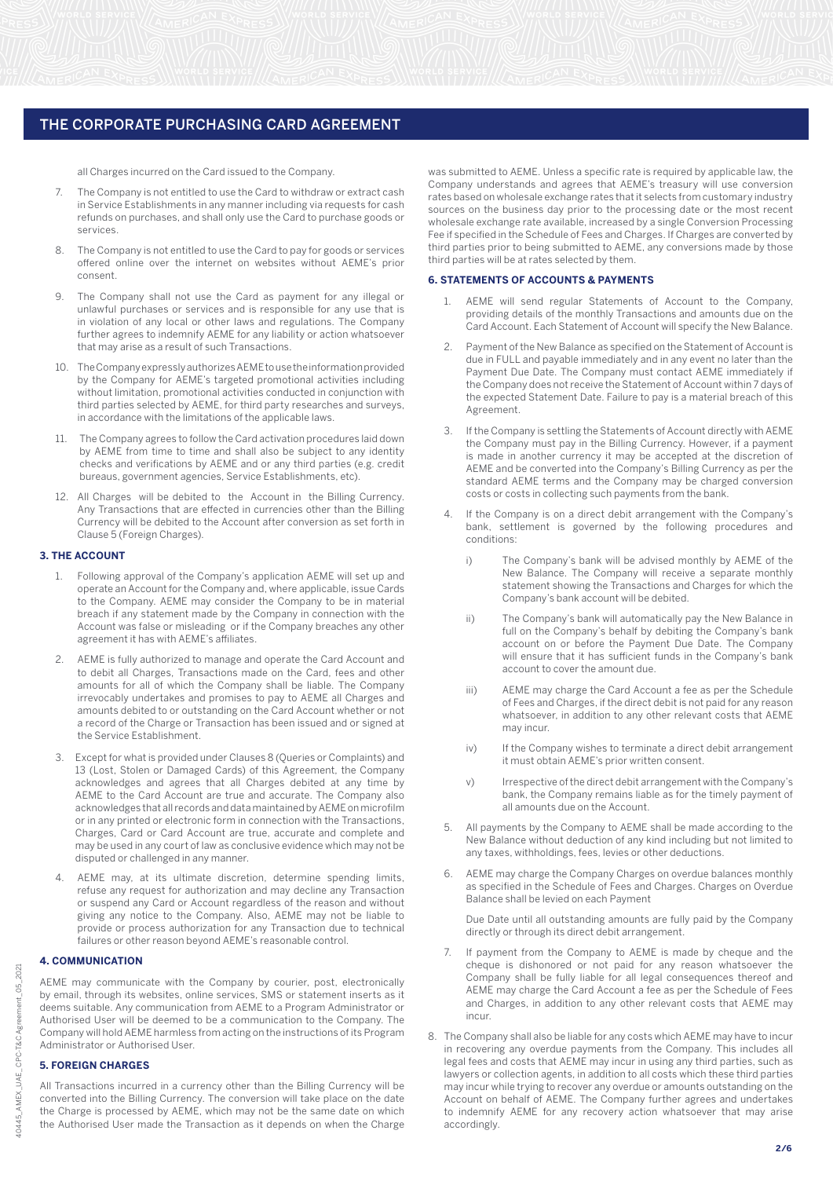all Charges incurred on the Card issued to the Company.

7. The Company is not entitled to use the Card to withdraw or extract cash in Service Establishments in any manner including via requests for cash refunds on purchases, and shall only use the Card to purchase goods or services.

8. The Company is not entitled to use the Card to pay for goods or services offered online over the internet on websites without AEME's prior consent.

9. The Company shall not use the Card as payment for any illegal or unlawful purchases or services and is responsible for any use that is in violation of any local or other laws and regulations. The Company further agrees to indemnify AEME for any liability or action whatsoever that may arise as a result of such Transactions.

10. The Company expressly authorizes AEME to use the information provided by the Company for AEME's targeted promotional activities including without limitation, promotional activities conducted in conjunction with third parties selected by AEME, for third party researches and surveys, in accordance with the limitations of the applicable laws.

11. The Company agrees to follow the Card activation procedures laid down by AEME from time to time and shall also be subject to any identity checks and verifications by AEME and or any third parties (e.g. credit bureaus, government agencies, Service Establishments, etc).

12. All Charges will be debited to the Account in the Billing Currency. Any Transactions that are effected in currencies other than the Billing Currency will be debited to the Account after conversion as set forth in Clause 5 (Foreign Charges).

### 3. THE ACCOUNT

1. Following approval of the Company's application AEME will set up and operate an Account for the Company and, where applicable, issue Cards to the Company. AEME may consider the Company to be in material breach if any statement made by the Company in connection with the Account was false or misleading or if the Company breaches any other agreement it has with AEME's affiliates.

2. AEME is fully authorized to manage and operate the Card Account and to debit all Charges, Transactions made on the Card, fees and other amounts for all of which the Company shall be liable. The Company irrevocably undertakes and promises to pay to AEME all Charges and amounts debited to or outstanding on the Card Account whether or not a record of the Charge or Transaction has been issued and or signed at the Service Establishment.

3. Except for what is provided under Clauses 8 (Queries or Complaints) and 13 (Lost, Stolen or Damaged Cards) of this Agreement, the Company acknowledges and agrees that all Charges debited at any time by AEME to the Card Account are true and accurate. The Company also acknowledges that all records and data maintained by AEME on microfilm or in any printed or electronic form in connection with the Transactions, Charges, Card or Card Account are true, accurate and complete and may be used in any court of law as conclusive evidence which may not be disputed or challenged in any manner.

4. AEME may, at its ultimate discretion, determine spending limits, refuse any request for authorization and may decline any Transaction or suspend any Card or Account regardless of the reason and without giving any notice to the Company. Also, AEME may not be liable to provide or process authorization for any Transaction due to technical failures or other reason beyond AEME's reasonable control.

### 4. COMMUNICATION

AEME may communicate with the Company by courier, post, electronically by email, through its websites, online services, SMS or statement inserts as it deems suitable. Any communication from AEME to a Program Administrator or Authorised User will be deemed to be a communication to the Company. The Company will hold AEME harmless from acting on the instructions of its Program Administrator or Authorised User.

### 5. FOREIGN CHARGES

All Transactions incurred in a currency other than the Billing Currency will be converted into the Billing Currency. The conversion will take place on the date the Charge is processed by AEME, which may not be the same date on which the Authorised User made the Transaction as it depends on when the Charge was submitted to AEME. Unless a specific rate is required by applicable law, the Company understands and agrees that AEME's treasury will use conversion rates based on wholesale exchange rates that it selects from customary industry sources on the business day prior to the processing date or the most recent wholesale exchange rate available, increased by a single Conversion Processing Fee if specified in the Schedule of Fees and Charges. If Charges are converted by third parties prior to being submitted to AEME, any conversions made by those third parties will be at rates selected by them.

### 6. STATEMENTS OF ACCOUNTS & PAYMENTS

1. AEME will send regular Statements of Account to the Company, providing details of the monthly Transactions and amounts due on the Card Account. Each Statement of Account will specify the New Balance.

2. Payment of the New Balance as specified on the Statement of Account is due in FULL and payable immediately and in any event no later than the Payment Due Date. The Company must contact AEME immediately if the Company does not receive the Statement of Account within 7 days of the expected Statement Date. Failure to pay is a material breach of this Agreement.

3. If the Company is settling the Statements of Account directly with AEME the Company must pay in the Billing Currency. However, if a payment is made in another currency it may be accepted at the discretion of AEME and be converted into the Company's Billing Currency as per the standard AEME terms and the Company may be charged conversion costs or costs in collecting such payments from the bank.

4. If the Company is on a direct debit arrangement with the Company's bank, settlement is governed by the following procedures and conditions:

   i) The Company's bank will be advised monthly by AEME of the New Balance. The Company will receive a separate monthly statement showing the Transactions and Charges for which the Company's bank account will be debited.

   ii) The Company's bank will automatically pay the New Balance in full on the Company's behalf by debiting the Company's bank account on or before the Payment Due Date. The Company will ensure that it has sufficient funds in the Company's bank account to cover the amount due.

   iii) AEME may charge the Card Account a fee as per the Schedule of Fees and Charges, if the direct debit is not paid for any reason whatsoever, in addition to any other relevant costs that AEME may incur.

   iv) If the Company wishes to terminate a direct debit arrangement it must obtain AEME's prior written consent.

   v) Irrespective of the direct debit arrangement with the Company's bank, the Company remains liable as for the timely payment of all amounts due on the Account.

5. All payments by the Company to AEME shall be made according to the New Balance without deduction of any kind including but not limited to any taxes, withholdings, fees, levies or other deductions.

6. AEME may charge the Company Charges on overdue balances monthly as specified in the Schedule of Fees and Charges. Charges on Overdue Balance shall be levied on each Payment

   Due Date until all outstanding amounts are fully paid by the Company directly or through its direct debit arrangement.

7. If payment from the Company to AEME is made by cheque and the cheque is dishonored or not paid for any reason whatsoever the Company shall be fully liable for all legal consequences thereof and AEME may charge the Card Account a fee as per the Schedule of Fees and Charges, in addition to any other relevant costs that AEME may incur.

8. The Company shall also be liable for any costs which AEME may have to incur in recovering any overdue payments from the Company. This includes all legal fees and costs that AEME may incur in using any third parties, such as lawyers or collection agents, in addition to all costs which these third parties may incur while trying to recover any overdue or amounts outstanding on the Account on behalf of AEME. The Company further agrees and undertakes to indemnify AEME for any recovery action whatsoever that may arise accordingly.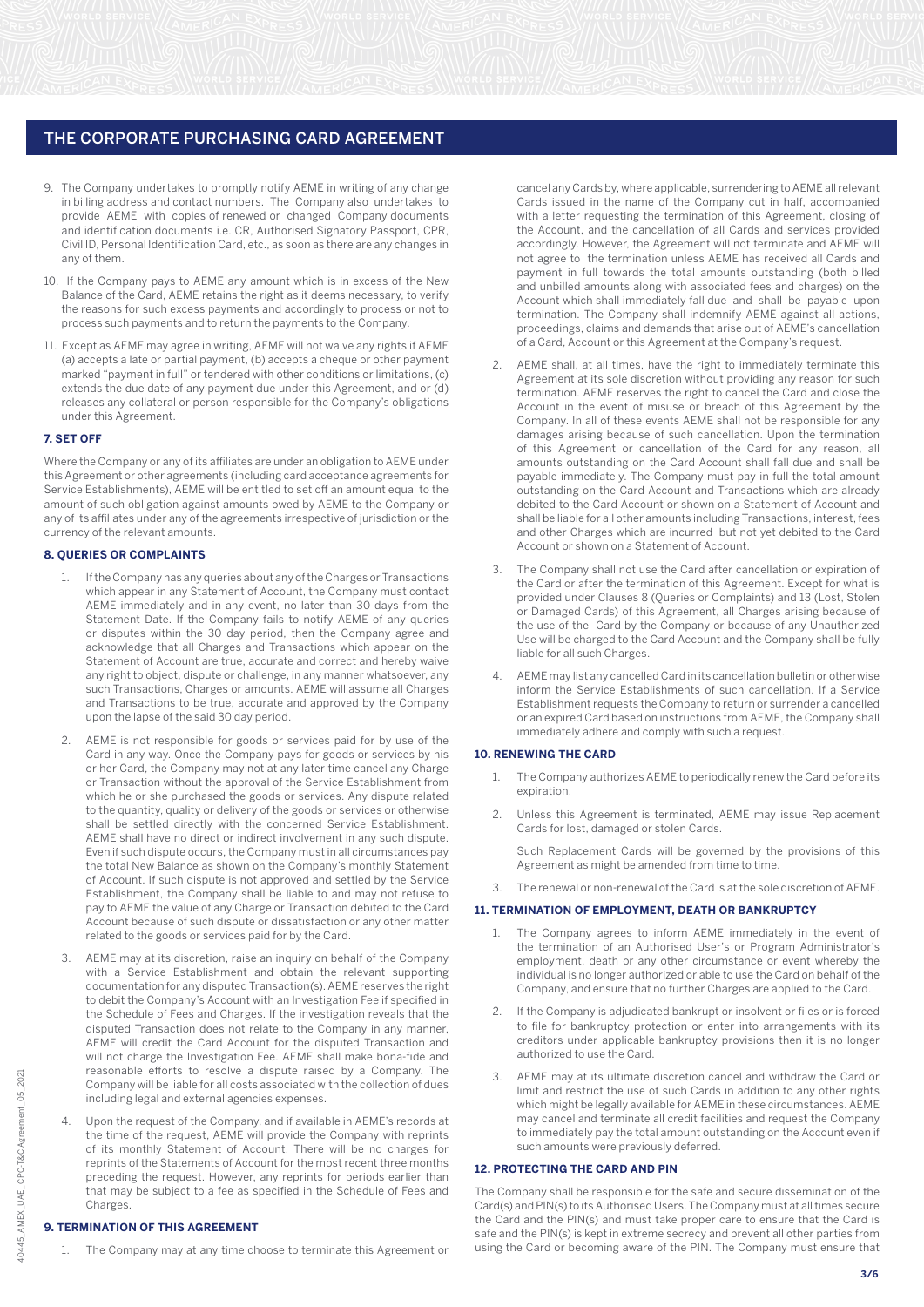## THE CORPORATE PURCHASING CARD AGREEMENT

9. The Company undertakes to promptly notify AEME in writing of any change in billing address and contact numbers. The Company also undertakes to provide AEME with copies of renewed or changed Company documents and identification documents i.e. CR, Authorised Signatory Passport, CPR, Civil ID, Personal Identification Card, etc., as soon as there are any changes in any of them.

10. If the Company pays to AEME any amount which is in excess of the New Balance of the Card, AEME retains the right as it deems necessary, to verify the reasons for such excess payments and accordingly to process or not to process such payments and to return the payments to the Company.

11. Except as AEME may agree in writing, AEME will not waive any rights if AEME (a) accepts a late or partial payment, (b) accepts a cheque or other payment marked "payment in full" or tendered with other conditions or limitations, (c) extends the due date of any payment due under this Agreement, and or (d) releases any collateral or person responsible for the Company's obligations under this Agreement.

### 7. SET OFF

Where the Company or any of its affiliates are under an obligation to AEME under this Agreement or other agreements (including card acceptance agreements for Service Establishments), AEME will be entitled to set off an amount equal to the amount of such obligation against amounts owed by AEME to the Company or any of its affiliates under any of the agreements irrespective of jurisdiction or the currency of the relevant amounts.

### 8. QUERIES OR COMPLAINTS

1. If the Company has any queries about any of the Charges or Transactions which appear in any Statement of Account, the Company must contact AEME immediately and in any event, no later than 30 days from the Statement Date. If the Company fails to notify AEME of any queries or disputes within the 30 day period, then the Company agree and acknowledge that all Charges and Transactions which appear on the Statement of Account are true, accurate and correct and hereby waive any right to object, dispute or challenge, in any manner whatsoever, any such Transactions, Charges or amounts. AEME will assume all Charges and Transactions to be true, accurate and approved by the Company upon the lapse of the said 30 day period.

2. AEME is not responsible for goods or services paid for by use of the Card in any way. Once the Company pays for goods or services by his or her Card, the Company may not at any later time cancel any Charge or Transaction without the approval of the Service Establishment from which he or she purchased the goods or services. Any dispute related to the quantity, quality or delivery of the goods or services or otherwise shall be settled directly with the concerned Service Establishment. AEME shall have no direct or indirect involvement in any such dispute. Even if such dispute occurs, the Company must in all circumstances pay the total New Balance as shown on the Company's monthly Statement of Account. If such dispute is not approved and settled by the Service Establishment, the Company shall be liable to and may not refuse to pay to AEME the value of any Charge or Transaction debited to the Card Account because of such dispute or dissatisfaction or any other matter related to the goods or services paid for by the Card.

3. AEME may at its discretion, raise an inquiry on behalf of the Company with a Service Establishment and obtain the relevant supporting documentation for any disputed Transaction(s). AEME reserves the right to debit the Company's Account with an Investigation Fee if specified in the Schedule of Fees and Charges. If the investigation reveals that the disputed Transaction does not relate to the Company in any manner, AEME will credit the Card Account for the disputed Transaction and will not charge the Investigation Fee. AEME shall make bona-fide and reasonable efforts to resolve a dispute raised by a Company. The Company will be liable for all costs associated with the collection of dues including legal and external agencies expenses.

4. Upon the request of the Company, and if available in AEME's records at the time of the request, AEME will provide the Company with reprints of its monthly Statement of Account. There will be no charges for reprints of the Statements of Account for the most recent three months preceding the request. However, any reprints for periods earlier than that may be subject to a fee as specified in the Schedule of Fees and Charges.

### 9. TERMINATION OF THIS AGREEMENT

1. The Company may at any time choose to terminate this Agreement or cancel any Cards by, where applicable, surrendering to AEME all relevant Cards issued in the name of the Company cut in half, accompanied with a letter requesting the termination of this Agreement, closing of the Account, and the cancellation of all Cards and services provided accordingly. However, the Agreement will not terminate and AEME will not agree to the termination unless AEME has received all Cards and payment in full towards the total amounts outstanding (both billed and unbilled amounts along with associated fees and charges) on the Account which shall immediately fall due and shall be payable upon termination. The Company shall indemnify AEME against all actions, proceedings, claims and demands that arise out of AEME's cancellation of a Card, Account or this Agreement at the Company's request.

2. AEME shall, at all times, have the right to immediately terminate this Agreement at its sole discretion without providing any reason for such termination. AEME reserves the right to cancel the Card and close the Account in the event of misuse or breach of this Agreement by the Company. In all of these events AEME shall not be responsible for any damages arising because of such cancellation. Upon the termination of this Agreement or cancellation of the Card for any reason, all amounts outstanding on the Card Account shall fall due and shall be payable immediately. The Company must pay in full the total amount outstanding on the Card Account and Transactions which are already debited to the Card Account or shown on a Statement of Account and shall be liable for all other amounts including Transactions, interest, fees and other Charges which are incurred but not yet debited to the Card Account or shown on a Statement of Account.

3. The Company shall not use the Card after cancellation or expiration of the Card or after the termination of this Agreement. Except for what is provided under Clauses 8 (Queries or Complaints) and 13 (Lost, Stolen or Damaged Cards) of this Agreement, all Charges arising because of the use of the Card by the Company or because of any Unauthorized Use will be charged to the Card Account and the Company shall be fully liable for all such Charges.

4. AEME may list any cancelled Card in its cancellation bulletin or otherwise inform the Service Establishments of such cancellation. If a Service Establishment requests the Company to return or surrender a cancelled or an expired Card based on instructions from AEME, the Company shall immediately adhere and comply with such a request.

### 10. RENEWING THE CARD

1. The Company authorizes AEME to periodically renew the Card before its expiration.

2. Unless this Agreement is terminated, AEME may issue Replacement Cards for lost, damaged or stolen Cards.

   Such Replacement Cards will be governed by the provisions of this Agreement as might be amended from time to time.

3. The renewal or non-renewal of the Card is at the sole discretion of AEME.

### 11. TERMINATION OF EMPLOYMENT, DEATH OR BANKRUPTCY

1. The Company agrees to inform AEME immediately in the event of the termination of an Authorised User's or Program Administrator's employment, death or any other circumstance or event whereby the individual is no longer authorized or able to use the Card on behalf of the Company, and ensure that no further Charges are applied to the Card.

2. If the Company is adjudicated bankrupt or insolvent or files or is forced to file for bankruptcy protection or enter into arrangements with its creditors under applicable bankruptcy provisions then it is no longer authorized to use the Card.

3. AEME may at its ultimate discretion cancel and withdraw the Card or limit and restrict the use of such Cards in addition to any other rights which might be legally available for AEME in these circumstances. AEME may cancel and terminate all credit facilities and request the Company to immediately pay the total amount outstanding on the Account even if such amounts were previously deferred.

### 12. PROTECTING THE CARD AND PIN

The Company shall be responsible for the safe and secure dissemination of the Card(s) and PIN(s) to its Authorised Users. The Company must at all times secure the Card and the PIN(s) and must take proper care to ensure that the Card is safe and the PIN(s) is kept in extreme secrecy and prevent all other parties from using the Card or becoming aware of the PIN. The Company must ensure that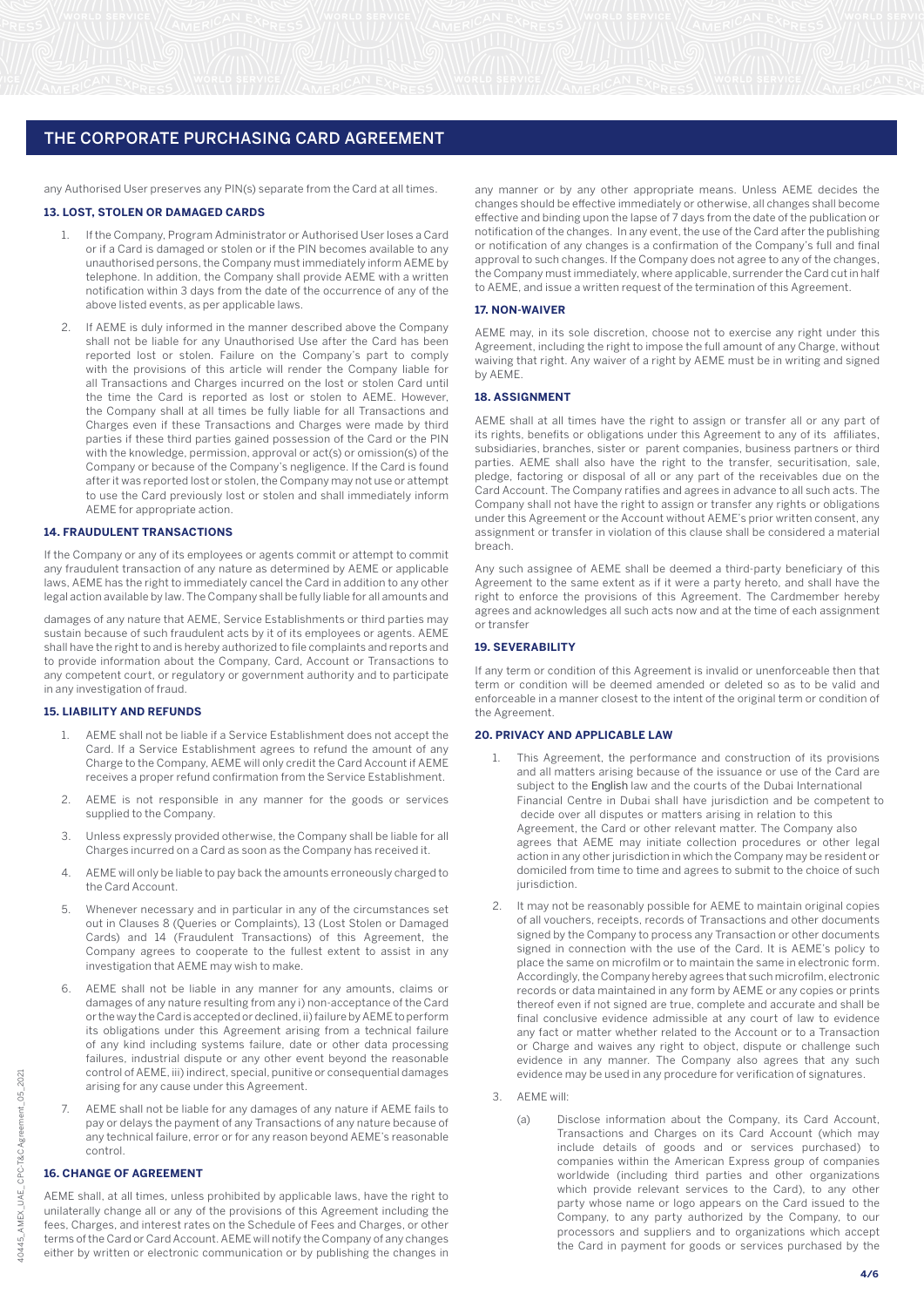any Authorised User preserves any PIN(s) separate from the Card at all times.

**13. LOST, STOLEN OR DAMAGED CARDS**

1. If the Company, Program Administrator or Authorised User loses a Card or if a Card is damaged or stolen or if the PIN becomes available to any unauthorised persons, the Company must immediately inform AEME by telephone. In addition, the Company shall provide AEME with a written notification within 3 days from the date of the occurrence of any of the above listed events, as per applicable laws.

2. If AEME is duly informed in the manner described above the Company shall not be liable for any Unauthorised Use after the Card has been reported lost or stolen. Failure on the Company's part to comply with the provisions of this article will render the Company liable for all Transactions and Charges incurred on the lost or stolen Card until the time the Card is reported as lost or stolen to AEME. However, the Company shall at all times be fully liable for all Transactions and Charges even if these Transactions and Charges were made by third parties if these third parties gained possession of the Card or the PIN with the knowledge, permission, approval or act(s) or omission(s) of the Company or because of the Company's negligence. If the Card is found after it was reported lost or stolen, the Company may not use or attempt to use the Card previously lost or stolen and shall immediately inform AEME for appropriate action.

**14. FRAUDULENT TRANSACTIONS**

If the Company or any of its employees or agents commit or attempt to commit any fraudulent transaction of any nature as determined by AEME or applicable laws, AEME has the right to immediately cancel the Card in addition to any other legal action available by law. The Company shall be fully liable for all amounts and damages of any nature that AEME, Service Establishments or third parties may sustain because of such fraudulent acts by it of its employees or agents. AEME shall have the right to and is hereby authorized to file complaints and reports and to provide information about the Company, Card, Account or Transactions to any competent court, or regulatory or government authority and to participate in any investigation of fraud.

**15. LIABILITY AND REFUNDS**

1. AEME shall not be liable if a Service Establishment does not accept the Card. If a Service Establishment agrees to refund the amount of any Charge to the Company, AEME will only credit the Card Account if AEME receives a proper refund confirmation from the Service Establishment.

2. AEME is not responsible in any manner for the goods or services supplied to the Company.

3. Unless expressly provided otherwise, the Company shall be liable for all Charges incurred on a Card as soon as the Company has received it.

4. AEME will only be liable to pay back the amounts erroneously charged to the Card Account.

5. Whenever necessary and in particular in any of the circumstances set out in Clauses 8 (Queries or Complaints), 13 (Lost Stolen or Damaged Cards) and 14 (Fraudulent Transactions) of this Agreement, the Company agrees to cooperate to the fullest extent to assist in any investigation that AEME may wish to make.

6. AEME shall not be liable in any manner for any amounts, claims or damages of any nature resulting from any i) non-acceptance of the Card or the way the Card is accepted or declined, ii) failure by AEME to perform its obligations under this Agreement arising from a technical failure of any kind including systems failure, date or other data processing failures, industrial dispute or any other event beyond the reasonable control of AEME, iii) indirect, special, punitive or consequential damages arising for any cause under this Agreement.

7. AEME shall not be liable for any damages of any nature if AEME fails to pay or delays the payment of any Transactions of any nature because of any technical failure, error or for any reason beyond AEME's reasonable control.

**16. CHANGE OF AGREEMENT**

AEME shall, at all times, unless prohibited by applicable laws, have the right to unilaterally change all or any of the provisions of this Agreement including the fees, Charges, and interest rates on the Schedule of Fees and Charges, or other terms of the Card or Card Account. AEME will notify the Company of any changes either by written or electronic communication or by publishing the changes in any manner or by any other appropriate means. Unless AEME decides the changes should be effective immediately or otherwise, all changes shall become effective and binding upon the lapse of 7 days from the date of the publication or notification of the changes. In any event, the use of the Card after the publishing or notification of any changes is a confirmation of the Company's full and final approval to such changes. If the Company does not agree to any of the changes, the Company must immediately, where applicable, surrender the Card cut in half to AEME, and issue a written request of the termination of this Agreement.

**17. NON-WAIVER**

AEME may, in its sole discretion, choose not to exercise any right under this Agreement, including the right to impose the full amount of any Charge, without waiving that right. Any waiver of a right by AEME must be in writing and signed by AEME.

**18. ASSIGNMENT**

AEME shall at all times have the right to assign or transfer all or any part of its rights, benefits or obligations under this Agreement to any of its affiliates, subsidiaries, branches, sister or parent companies, business partners or third parties. AEME shall also have the right to the transfer, securitisation, sale, pledge, factoring or disposal of all or any part of the receivables due on the Card Account. The Company ratifies and agrees in advance to all such acts. The Company shall not have the right to assign or transfer any rights or obligations under this Agreement or the Account without AEME's prior written consent, any assignment or transfer in violation of this clause shall be considered a material breach.

Any such assignee of AEME shall be deemed a third-party beneficiary of this Agreement to the same extent as if it were a party hereto, and shall have the right to enforce the provisions of this Agreement. The Cardmember hereby agrees and acknowledges all such acts now and at the time of each assignment or transfer

**19. SEVERABILITY**

If any term or condition of this Agreement is invalid or unenforceable then that term or condition will be deemed amended or deleted so as to be valid and enforceable in a manner closest to the intent of the original term or condition of the Agreement.

**20. PRIVACY AND APPLICABLE LAW**

1. This Agreement, the performance and construction of its provisions and all matters arising because of the issuance or use of the Card are subject to the English law and the courts of the Dubai International Financial Centre in Dubai shall have jurisdiction and be competent to decide over all disputes or matters arising in relation to this Agreement, the Card or other relevant matter. The Company also agrees that AEME may initiate collection procedures or other legal action in any other jurisdiction in which the Company may be resident or domiciled from time to time and agrees to submit to the choice of such jurisdiction.

2. It may not be reasonably possible for AEME to maintain original copies of all vouchers, receipts, records of Transactions and other documents signed by the Company to process any Transaction or other documents signed in connection with the use of the Card. It is AEME's policy to place the same on microfilm or to maintain the same in electronic form. Accordingly, the Company hereby agrees that such microfilm, electronic records or data maintained in any form by AEME or any copies or prints thereof even if not signed are true, complete and accurate and shall be final conclusive evidence admissible at any court of law to evidence any fact or matter whether related to the Account or to a Transaction or Charge and waives any right to object, dispute or challenge such evidence in any manner. The Company also agrees that any such evidence may be used in any procedure for verification of signatures.

3. AEME will:

   (a) Disclose information about the Company, its Card Account, Transactions and Charges on its Card Account (which may include details of goods and or services purchased) to companies within the American Express group of companies worldwide (including third parties and other organizations which provide relevant services to the Card), to any other party whose name or logo appears on the Card issued to the Company, to any party authorized by the Company, to our processors and suppliers and to organizations which accept the Card in payment for goods or services purchased by the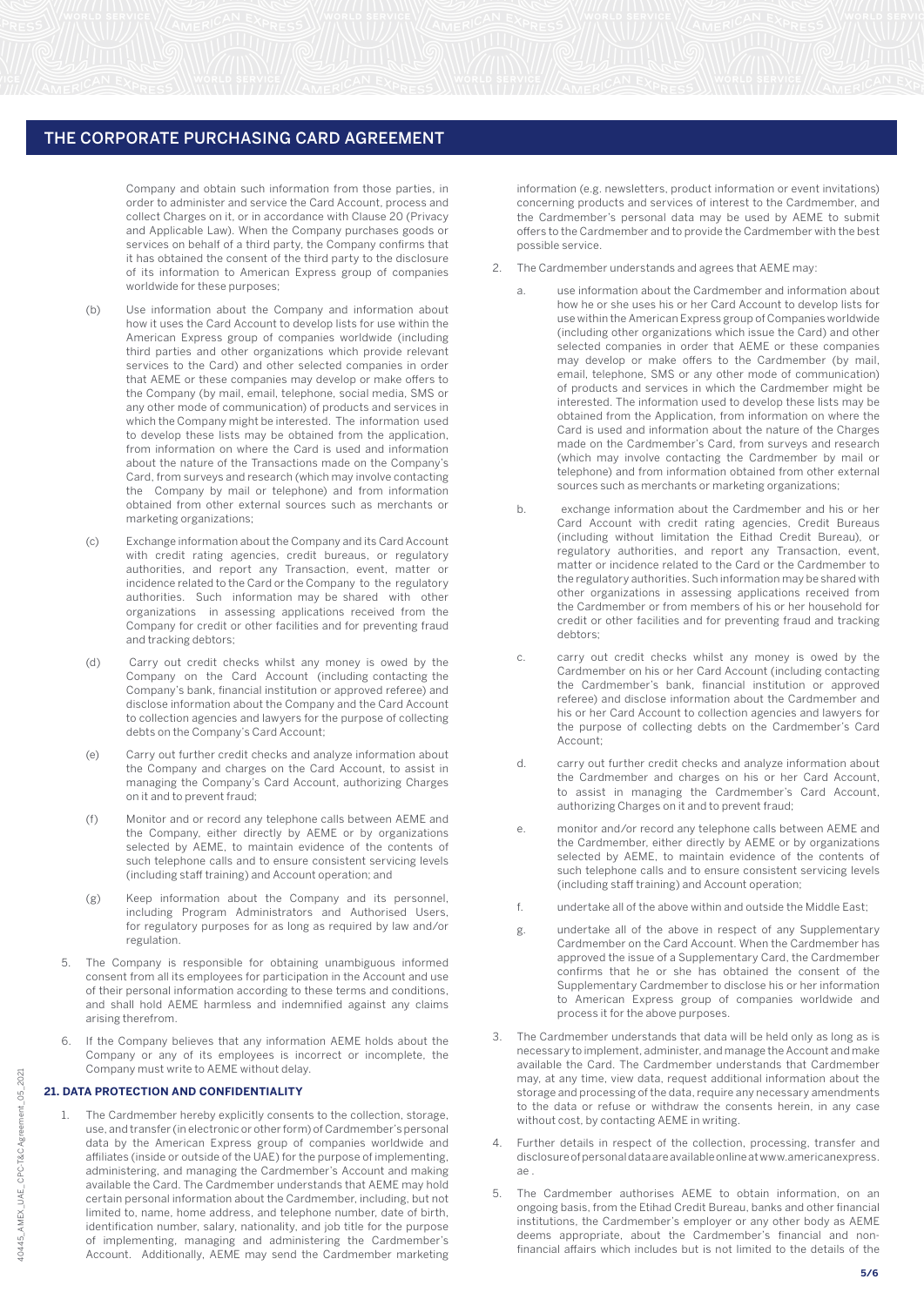Company and obtain such information from those parties, in order to administer and service the Card Account, process and collect Charges on it, or in accordance with Clause 20 (Privacy and Applicable Law). When the Company purchases goods or services on behalf of a third party, the Company confirms that it has obtained the consent of the third party to the disclosure of its information to American Express group of companies worldwide for these purposes;

(b) Use information about the Company and information about how it uses the Card Account to develop lists for use within the American Express group of companies worldwide (including third parties and other organizations which provide relevant services to the Card) and other selected companies in order that AEME or these companies may develop or make offers to the Company (by mail, email, telephone, social media, SMS or any other mode of communication) of products and services in which the Company might be interested. The information used to develop these lists may be obtained from the application, from information on where the Card is used and information about the nature of the Transactions made on the Company's Card, from surveys and research (which may involve contacting the Company by mail or telephone) and from information obtained from other external sources such as merchants or marketing organizations;

(c) Exchange information about the Company and its Card Account with credit rating agencies, credit bureaus, or regulatory authorities, and report any Transaction, event, matter or incidence related to the Card or the Company to the regulatory authorities. Such information may be shared with other organizations in assessing applications received from the Company for credit or other facilities and for preventing fraud and tracking debtors;

(d) Carry out credit checks whilst any money is owed by the Company on the Card Account (including contacting the Company's bank, financial institution or approved referee) and disclose information about the Company and the Card Account to collection agencies and lawyers for the purpose of collecting debts on the Company's Card Account;

(e) Carry out further credit checks and analyze information about the Company and charges on the Card Account, to assist in managing the Company's Card Account, authorizing Charges on it and to prevent fraud;

(f) Monitor and or record any telephone calls between AEME and the Company, either directly by AEME or by organizations selected by AEME, to maintain evidence of the contents of such telephone calls and to ensure consistent servicing levels (including staff training) and Account operation; and

(g) Keep information about the Company and its personnel, including Program Administrators and Authorised Users, for regulatory purposes for as long as required by law and/or regulation.

5. The Company is responsible for obtaining unambiguous informed consent from all its employees for participation in the Account and use of their personal information according to these terms and conditions, and shall hold AEME harmless and indemnified against any claims arising therefrom.

6. If the Company believes that any information AEME holds about the Company or any of its employees is incorrect or incomplete, the Company must write to AEME without delay.

### 21. DATA PROTECTION AND CONFIDENTIALITY

1. The Cardmember hereby explicitly consents to the collection, storage, use, and transfer (in electronic or other form) of Cardmember's personal data by the American Express group of companies worldwide and affiliates (inside or outside of the UAE) for the purpose of implementing, administering, and managing the Cardmember's Account and making available the Card. The Cardmember understands that AEME may hold certain personal information about the Cardmember, including, but not limited to, name, home address, and telephone number, date of birth, identification number, salary, nationality, and job title for the purpose of implementing, managing and administering the Cardmember's Account. Additionally, AEME may send the Cardmember marketing information (e.g. newsletters, product information or event invitations) concerning products and services of interest to the Cardmember, and the Cardmember's personal data may be used by AEME to submit offers to the Cardmember and to provide the Cardmember with the best possible service.

2. The Cardmember understands and agrees that AEME may:

   a. use information about the Cardmember and information about how he or she uses his or her Card Account to develop lists for use within the American Express group of Companies worldwide (including other organizations which issue the Card) and other selected companies in order that AEME or these companies may develop or make offers to the Cardmember (by mail, email, telephone, SMS or any other mode of communication) of products and services in which the Cardmember might be interested. The information used to develop these lists may be obtained from the Application, from information on where the Card is used and information about the nature of the Charges made on the Cardmember's Card, from surveys and research (which may involve contacting the Cardmember by mail or telephone) and from information obtained from other external sources such as merchants or marketing organizations;

   b. exchange information about the Cardmember and his or her Card Account with credit rating agencies, Credit Bureaus (including without limitation the Eithad Credit Bureau), or regulatory authorities, and report any Transaction, event, matter or incidence related to the Card or the Cardmember to the regulatory authorities. Such information may be shared with other organizations in assessing applications received from the Cardmember or from members of his or her household for credit or other facilities and for preventing fraud and tracking debtors;

   c. carry out credit checks whilst any money is owed by the Cardmember on his or her Card Account (including contacting the Cardmember's bank, financial institution or approved referee) and disclose information about the Cardmember and his or her Card Account to collection agencies and lawyers for the purpose of collecting debts on the Cardmember's Card Account;

   d. carry out further credit checks and analyze information about the Cardmember and charges on his or her Card Account, to assist in managing the Cardmember's Card Account, authorizing Charges on it and to prevent fraud;

   e. monitor and/or record any telephone calls between AEME and the Cardmember, either directly by AEME or by organizations selected by AEME, to maintain evidence of the contents of such telephone calls and to ensure consistent servicing levels (including staff training) and Account operation;

   f. undertake all of the above within and outside the Middle East;

   g. undertake all of the above in respect of any Supplementary Cardmember on the Card Account. When the Cardmember has approved the issue of a Supplementary Card, the Cardmember confirms that he or she has obtained the consent of the Supplementary Cardmember to disclose his or her information to American Express group of companies worldwide and process it for the above purposes.

3. The Cardmember understands that data will be held only as long as is necessary to implement, administer, and manage the Account and make available the Card. The Cardmember understands that Cardmember may, at any time, view data, request additional information about the storage and processing of the data, require any necessary amendments to the data or refuse or withdraw the consents herein, in any case without cost, by contacting AEME in writing.

4. Further details in respect of the collection, processing, transfer and disclosure of personal data are available online at www.americanexpress.ae .

5. The Cardmember authorises AEME to obtain information, on an ongoing basis, from the Etihad Credit Bureau, banks and other financial institutions, the Cardmember's employer or any other body as AEME deems appropriate, about the Cardmember's financial and non-financial affairs which includes but is not limited to the details of the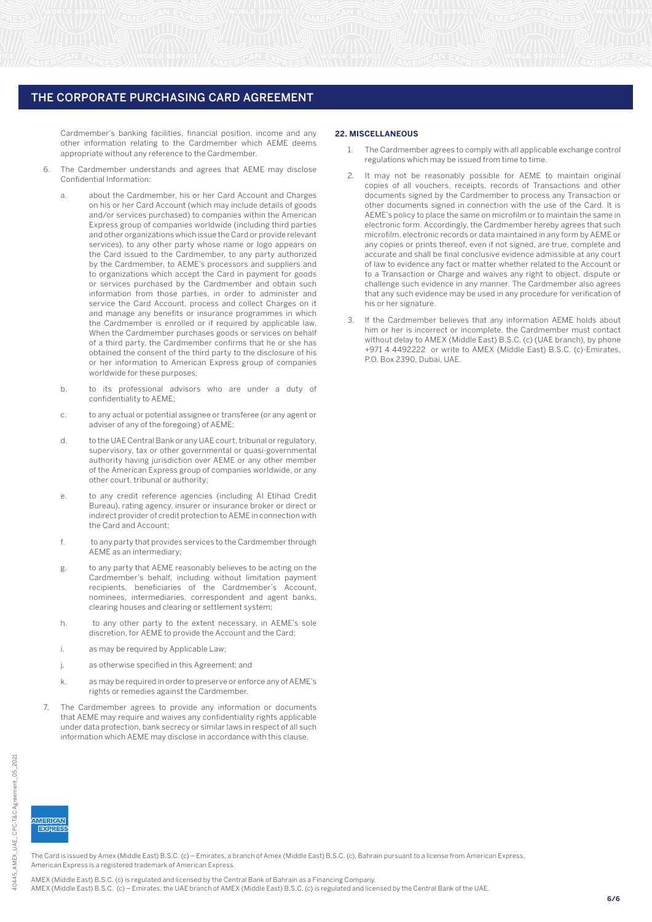## THE CORPORATE PURCHASING CARD AGREEMENT

Cardmember's banking facilities, financial position, income and any other information relating to the Cardmember which AEME deems appropriate without any reference to the Cardmember.

6. The Cardmember understands and agrees that AEME may disclose Confidential Information:

   a. about the Cardmember, his or her Card Account and Charges on his or her Card Account (which may include details of goods and/or services purchased) to companies within the American Express group of companies worldwide (including third parties and other organizations which issue the Card or provide relevant services), to any other party whose name or logo appears on the Card issued to the Cardmember, to any party authorized by the Cardmember, to AEME's processors and suppliers and to organizations which accept the Card in payment for goods or services purchased by the Cardmember and obtain such information from those parties, in order to administer and service the Card Account, process and collect Charges on it and manage any benefits or insurance programmes in which the Cardmember is enrolled or if required by applicable law. When the Cardmember purchases goods or services on behalf of a third party, the Cardmember confirms that he or she has obtained the consent of the third party to the disclosure of his or her information to American Express group of companies worldwide for these purposes;

   b. to its professional advisors who are under a duty of confidentiality to AEME;

   c. to any actual or potential assignee or transferee (or any agent or adviser of any of the foregoing) of AEME;

   d. to the UAE Central Bank or any UAE court, tribunal or regulatory, supervisory, tax or other governmental or quasi-governmental authority having jurisdiction over AEME or any other member of the American Express group of companies worldwide, or any other court, tribunal or authority;

   e. to any credit reference agencies (including Al Etihad Credit Bureau), rating agency, insurer or insurance broker or direct or indirect provider of credit protection to AEME in connection with the Card and Account;

   f. to any party that provides services to the Cardmember through AEME as an intermediary;

   g. to any party that AEME reasonably believes to be acting on the Cardmember's behalf, including without limitation payment recipients, beneficiaries of the Cardmember's Account, nominees, intermediaries, correspondent and agent banks, clearing houses and clearing or settlement system;

   h. to any other party to the extent necessary, in AEME's sole discretion, for AEME to provide the Account and the Card;

   i. as may be required by Applicable Law;

   j. as otherwise specified in this Agreement; and

   k. as may be required in order to preserve or enforce any of AEME's rights or remedies against the Cardmember.

7. The Cardmember agrees to provide any information or documents that AEME may require and waives any confidentiality rights applicable under data protection, bank secrecy or similar laws in respect of all such information which AEME may disclose in accordance with this clause.

### 22. MISCELLANEOUS

1. The Cardmember agrees to comply with all applicable exchange control regulations which may be issued from time to time.

2. It may not be reasonably possible for AEME to maintain original copies of all vouchers, receipts, records of Transactions and other documents signed by the Cardmember to process any Transaction or other documents signed in connection with the use of the Card. It is AEME's policy to place the same on microfilm or to maintain the same in electronic form. Accordingly, the Cardmember hereby agrees that such microfilm, electronic records or data maintained in any form by AEME or any copies or prints thereof, even if not signed, are true, complete and accurate and shall be final conclusive evidence admissible at any court of law to evidence any fact or matter whether related to the Account or to a Transaction or Charge and waives any right to object, dispute or challenge such evidence in any manner. The Cardmember also agrees that any such evidence may be used in any procedure for verification of his or her signature.

3. If the Cardmember believes that any information AEME holds about him or her is incorrect or incomplete, the Cardmember must contact without delay to AMEX (Middle East) B.S.C. (c) (UAE branch), by phone +971 4 4492222 or write to AMEX (Middle East) B.S.C. (c)-Emirates, P.O. Box 2390, Dubai, UAE.

The Card is issued by Amex (Middle East) B.S.C. (c) – Emirates, a branch of Amex (Middle East) B.S.C. (c), Bahrain pursuant to a license from American Express. American Express is a registered trademark of American Express.

AMEX (Middle East) B.S.C. (c) is regulated and licensed by the Central Bank of Bahrain as a Financing Company.
AMEX (Middle East) B.S.C. (c) – Emirates, the UAE branch of AMEX (Middle East) B.S.C. (c) is regulated and licensed by the Central Bank of the UAE.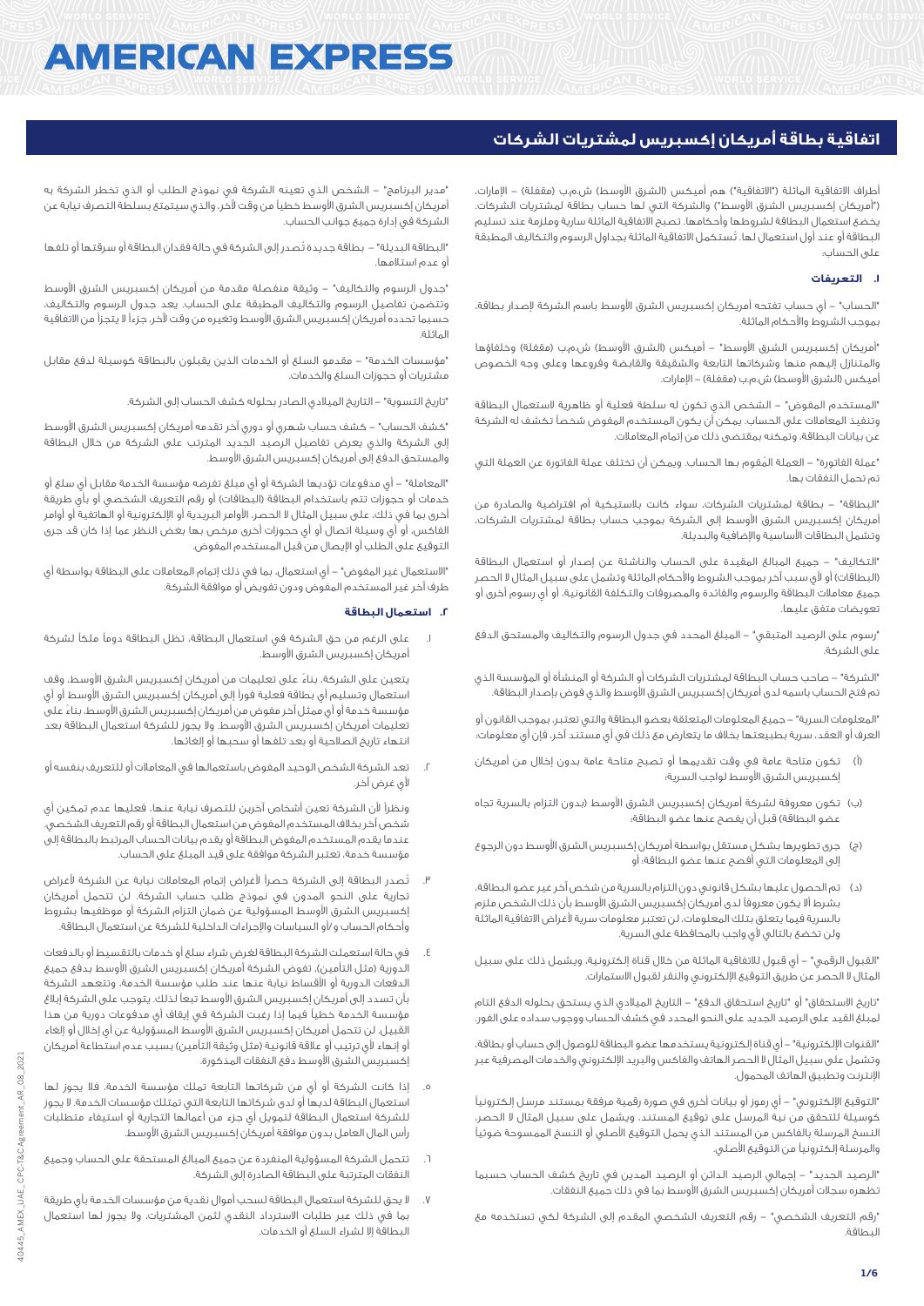# AMERICAN EXPRESS

## اتفاقية بطاقة أمريكان إكسبريس لمشتريات الشركات

أطراف الاتفاقية الماثلة ("الاتفاقية") هم أميكس (الشرق الأوسط) ش.م.ب (مقفلة) – الإمارات، ("أمريكان إكسبريس الشرق الأوسط") والشركة التي لها حساب بطاقة لمشتريات الشركات. يخضع استعمال البطاقة لشروطها وأحكامها. تصبح الاتفاقية الماثلة سارية وملزمة عند تسليم البطاقة أو عند أول استعمال لها. تُستكمل الاتفاقية الماثلة بجداول الرسوم والتكاليف المطبقة على الحساب.

### ١. التعريفات

"الحساب" – أي حساب تفتحه أمريكان إكسبريس الشرق الأوسط باسم الشركة لإصدار بطاقة، بموجب الشروط والأحكام الماثلة.

"أمريكان إكسبريس الشرق الأوسط" – أميكس (الشرق الأوسط) ش.م.ب (مقفلة) وخلفاؤها والمتنازل إليهم منها وشركاتها التابعة والشقيقة والقابضة وفروعها وعلى وجه الخصوص أميكس (الشرق الأوسط) ش.م.ب (مقفلة) – الإمارات.

"المستخدم المفوض" – الشخص الذي تكون له سلطة فعلية أو ظاهرية لاستعمال البطاقة وتنفيذ المعاملات على الحساب. يمكن أن يكون المستخدم المفوض شخصاً تكشف له الشركة عن بيانات البطاقة، وتمكنه بمقتضى ذلك من إتمام المعاملات.

"عملة الفاتورة" – العملة المُقوم بها الحساب. ويمكن أن تختلف عملة الفاتورة عن العملة التي تم تحمل النفقات بها.

"البطاقة" – بطاقة لمشتريات الشركات، سواء كانت بلاستيكية أم افتراضية والصادرة من أمريكان إكسبريس الشرق الأوسط إلى الشركة بموجب حساب بطاقة لمشتريات الشركات، وتشمل البطاقات الأساسية والإضافية والبديلة.

"التكاليف" – جميع المبالغ المقيدة على الحساب والناشئة عن إصدار أو استعمال البطاقة (البطاقات) أو لأي سبب آخر بموجب الشروط والأحكام الماثلة وتشمل على سبيل المثال لا الحصر جميع معاملات البطاقة والرسوم والفائدة والمصروفات والتكلفة القانونية، أو أي رسوم أخرى أو تعويضات متفق عليها.

"رسوم على الرصيد المتبقي" – المبلغ المحدد في جدول الرسوم والتكاليف والمستحق الدفع على الشركة.

"الشركة" – صاحب حساب البطاقة لمشتريات الشركات أو الشركة أو المنشأة أو المؤسسة الذي تم فتح الحساب باسمه لدى أمريكان إكسبريس الشرق الأوسط والذي فوض بإصدار البطاقة.

"المعلومات السرية" – جميع المعلومات المتعلقة بعضو البطاقة والتي تعتبر، بموجب القانون أو العرف أو العقد، سرية بطبيعتها بخلاف ما يتعارض مع ذلك في أي مستند آخر، فإن أي معلومات:

(أ) تكون متاحة عامة في وقت تقديمها أو تصبح متاحة عامة بدون إخلال من أمريكان إكسبريس الشرق الأوسط لواجب السرية؛

(ب) تكون معروفة لشركة أمريكان إكسبريس الشرق الأوسط (بدون التزام بالسرية تجاه عضو البطاقة) قبل أن يفصح عنها عضو البطاقة؛

(ج) جرى تطويرها بشكل مستقل بواسطة أمريكان إكسبريس الشرق الأوسط دون الرجوع إلى المعلومات التي أفصح عنها عضو البطاقة؛ أو

(د) تم الحصول عليها بشكل قانوني دون التزام بالسرية من شخص آخر غير عضو البطاقة، بشرط ألا يكون معروفاً لدى أمريكان إكسبريس الشرق الأوسط بأن ذلك الشخص ملزم بالسرية فيما يتعلق بتلك المعلومات، لن تعتبر معلومات سرية لأغراض الاتفاقية الماثلة ولن تخضع بالتالي لأي واجب بالمحافظة على السرية.

"القبول الرقمي" – أي قبول للاتفاقية الماثلة من خلال قناة إلكترونية، ويشمل ذلك على سبيل المثال لا الحصر عن طريق التوقيع الإلكتروني والنقر لقبول الاستمارات.

"تاريخ الاستحقاق" أو "تاريخ استحقاق الدفع" – التاريخ الميلادي الذي يستحق بحلوله الدفع التام لمبلغ القيد على الرصيد الجديد على النحو المحدد في كشف الحساب ووجوب سداده على الفور.

"القنوات الإلكترونية" – أي قناة إلكترونية يستخدمها عضو البطاقة للوصول إلى حساب أو بطاقة، وتشمل على سبيل المثال لا الحصر الهاتف والفاكس والبريد الإلكتروني والخدمات المصرفية عبر الإنترنت وتطبيق الهاتف المحمول.

"التوقيع الإلكتروني" – أي رموز أو بيانات أخرى في صورة رقمية مرفقة بمستند مرسل إلكترونياً كوسيلة للتحقق من نية المرسل على توقيع المستند، ويشمل على سبيل المثال لا الحصر، النسخ المرسلة بالفاكس من المستند الذي يحمل التوقيع الأصلي أو النسخ الممسوحة ضوئياً والمرسلة إلكترونياً من التوقيع الأصلي.

"الرصيد الجديد" – إجمالي الرصيد الدائن أو الرصيد المدين في تاريخ كشف الحساب حسبما تظهره سجلات أمريكان إكسبريس الشرق الأوسط بما في ذلك جميع النفقات.

"رقم التعريف الشخصي" – رقم التعريف الشخصي المقدم إلى الشركة لكي تستخدمه مع البطاقة.

"مدير البرنامج" – الشخص الذي تعينه الشركة في نموذج الطلب أو الذي تخطر الشركة به أمريكان إكسبريس الشرق الأوسط خطياً من وقت لآخر، والذي سيتمتع بسلطة التصرف نيابة عن الشركة في إدارة جميع جوانب الحساب.

"البطاقة البديلة" – بطاقة جديدة تُصدر إلى الشركة في حالة فقدان البطاقة أو سرقتها أو تلفها أو عدم استلامها.

"جدول الرسوم والتكاليف" – وثيقة منفصلة مقدمة من أمريكان إكسبريس الشرق الأوسط وتتضمن تفاصيل الرسوم والتكاليف المطبقة على الحساب. يعد جدول الرسوم والتكاليف، حسبما تحدده أمريكان إكسبريس الشرق الأوسط وتغييره من وقت لآخر، جزءاً لا يتجزأ من الاتفاقية الماثلة.

"مؤسسات الخدمة" – مقدمو السلع أو الخدمات الذين يقبلون بالبطاقة كوسيلة لدفع مقابل مشتريات أو حجوزات السلع والخدمات.

"تاريخ التسوية" – التاريخ الميلادي الصادر بحلوله كشف الحساب إلى الشركة.

"كشف الحساب" – كشف حساب شهري أو دوري آخر تقدمه أمريكان إكسبريس الشرق الأوسط إلى الشركة والذي يعرض تفاصيل الرصيد الجديد المترتب على الشركة من خلال البطاقة والمستحق الدفع إلى أمريكان إكسبريس الشرق الأوسط.

"المعاملة" – أي مدفوعات تؤديها الشركة أو أي مبلغ تفرضه مؤسسة الخدمة مقابل أي سلع أو خدمات أو حجوزات تتم باستخدام البطاقة (البطاقات) أو رقم التعريف الشخصي أو بأي طريقة أخرى بما في ذلك، على سبيل المثال لا الحصر، الأوامر البريدية أو الإلكترونية أو الهاتفية أو أوامر الفاكس، أو أي وسيلة اتصال أو أي حجوزات أخرى مرخص بها بغض النظر عما إذا كان قد جرى التوقيع على الطلب أو الإيصال من قبل المستخدم المفوض.

"الاستعمال غير المفوض" – أي استعمال، بما في ذلك إتمام المعاملات على البطاقة بواسطة أي طرف آخر غير المستخدم المفوض ودون تفويض أو موافقة الشركة.

### ٢. استعمال البطاقة

١. على الرغم من حق الشركة في استعمال البطاقة، تظل البطاقة دوماً ملكاً لشركة أمريكان إكسبريس الشرق الأوسط.

يتعين على الشركة، بناءً على تعليمات من أمريكان إكسبريس الشرق الأوسط، وقف استعمال وتسليم أي بطاقة فعلية فوراً إلى أمريكان إكسبريس الشرق الأوسط أو إلى أي مؤسسة خدمة أو أي ممثل آخر مفوض من أمريكان إكسبريس الشرق الأوسط، بناءً على تعليمات أمريكان إكسبريس الشرق الأوسط. ولا يجوز للشركة استعمال البطاقة بعد انتهاء تاريخ الصلاحية أو بعد تلفها أو سحبها أو إلغائها.

٢. تعد الشركة الشخص الوحيد المفوض باستعمالها في المعاملات أو للتعريف بنفسه أو لأي غرض آخر.

ونظراً لأن الشركة تعين أشخاص آخرين للتصرف نيابة عنها، فعليها عدم تمكين أي شخص آخر بخلاف المستخدم المفوض من استعمال البطاقة أو رقم التعريف الشخصي. عندما يقدم المستخدم المفوض البطاقة أو يقدم بيانات الحساب المرتبط بالبطاقة إلى مؤسسة خدمة، تعتبر الشركة موافقة على قيد المبلغ على الحساب.

٣. تُصدر البطاقة إلى الشركة حصراً لأغراض إتمام المعاملات نيابة عن الشركة لأغراض تجارية على النحو المدون في نموذج طلب حساب الشركة. لن تتحمل أمريكان إكسبريس الشرق الأوسط المسؤولية عن ضمان التزام الشركة أو موظفيها بشروط وأحكام الحساب و/أو السياسات والإجراءات الداخلية للشركة عن استعمال البطاقة.

٤. في حالة استعملت الشركة البطاقة لغرض شراء سلع أو خدمات بالتقسيط أو بالدفعات الدورية (مثل التأمين)، تفوض الشركة أمريكان إكسبريس الشرق الأوسط بدفع جميع الدفعات الدورية أو الأقساط نيابة عنها عند طلب مؤسسة الخدمة، وتتعهد الشركة بأن تسدد إلى أمريكان إكسبريس الشرق الأوسط تبعاً لذلك. يتوجب على الشركة إبلاغ مؤسسة الخدمة خطياً فيما إذا رغبت الشركة في إيقاف أي مدفوعات دورية من هذا القبيل. لن تتحمل أمريكان إكسبريس الشرق الأوسط المسؤولية عن أي إخلال أو إلغاء أو إنهاء لأي ترتيب أو علاقة قانونية (مثل وثيقة التأمين) بسبب عدم استطاعة أمريكان إكسبريس الشرق الأوسط دفع النفقات المذكورة.

٥. إذا كانت الشركة أو أي من شركاتها التابعة تملك مؤسسة الخدمة، فلا يجوز لها استعمال البطاقة لديها أو لدى شركاتها التابعة التي تمتلك مؤسسات الخدمة. لا يجوز للشركة استعمال البطاقة لتمويل أي جزء من أعمالها التجارية أو استيفاء متطلبات رأس المال العامل بدون موافقة أمريكان إكسبريس الشرق الأوسط.

٦. تتحمل الشركة المسؤولية المنفردة عن جميع المبالغ المستحقة على الحساب وجميع النفقات المترتبة على البطاقة الصادرة إلى الشركة.

٧. لا يحق للشركة استعمال البطاقة لسحب أموال نقدية من مؤسسات الخدمة بأي طريقة بما في ذلك عبر طلبات الاسترداد النقدي لثمن المشتريات، ولا يجوز لها استعمال البطاقة إلا لشراء السلع أو الخدمات.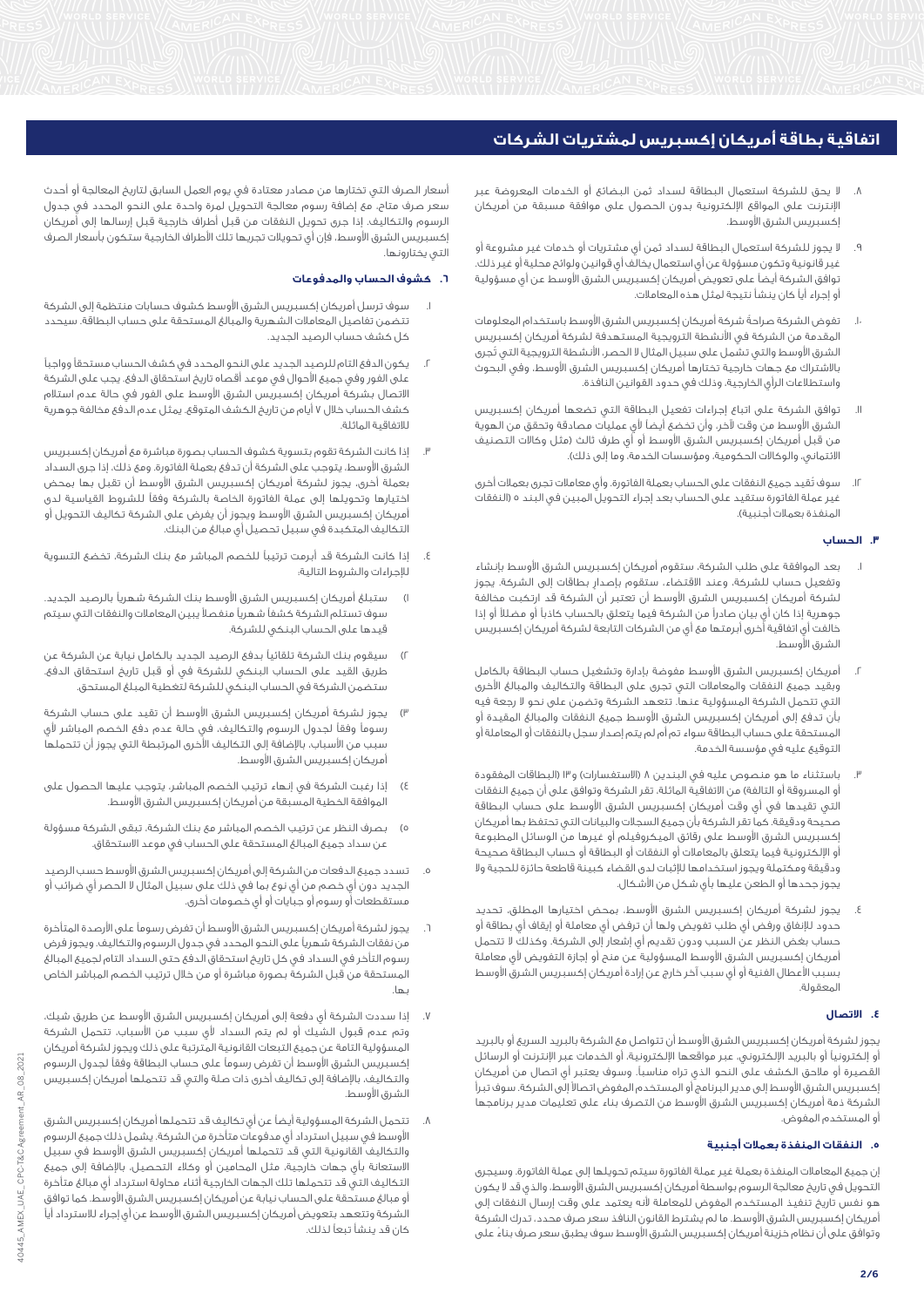# اتفاقية بطاقة أمريكان إكسبريس لمشتريات الشركات

٨. لا يحق للشركة استعمال البطاقة لسداد ثمن البضائع أو الخدمات المعروضة عبر الإنترنت على المواقع الإلكترونية بدون الحصول على موافقة مسبقة من أمريكان إكسبريس الشرق الأوسط.

٩. لا يجوز للشركة استعمال البطاقة لسداد ثمن أي مشتريات أو خدمات غير مشروعة أو غير قانونية وتكون مسؤولة عن أي استعمال يخالف أي قوانين ولوائح محلية أو غير ذلك. توافق الشركة أيضاً على تعويض أمريكان إكسبريس الشرق الأوسط عن أي مسؤولية أو إجراء أياً كان ينشأ نتيجة لمثل هذه المعاملات.

١٠. تفوض الشركة صراحةً شركة أمريكان إكسبريس الشرق الأوسط باستخدام المعلومات المقدمة من الشركة في الأنشطة الترويجية المستهدفة لشركة أمريكان إكسبريس الشرق الأوسط والتي تشمل على سبيل المثال لا الحصر، الأنشطة الترويجية التي تُجرى بالاشتراك مع جهات خارجية تختارها أمريكان إكسبريس الشرق الأوسط، وفي البحوث واستطلاعات الرأي الخارجية، وذلك في حدود القوانين النافذة.

١١. توافق الشركة على اتباع إجراءات تفعيل البطاقة التي تضعها أمريكان إكسبريس الشرق الأوسط من وقت لآخر، وأن تخضع أيضاً لأي عمليات مصادقة وتحقق من الهوية من قبل أمريكان إكسبريس الشرق الأوسط أو أي طرف ثالث (مثل وكالات التصنيف الائتماني، والوكالات الحكومية، ومؤسسات الخدمة، وما إلى ذلك).

١٢. سوف تُقيد جميع النفقات على الحساب بعملة الفاتورة، وأي معاملات تجرى بعملات أخرى غير عملة الفاتورة ستقيد على الحساب بعد إجراء التحويل المبين في البند ٥ (النفقات المنفذة بعملات أجنبية).

## ٣. الحساب

١. بعد الموافقة على طلب الشركة، ستقوم أمريكان إكسبريس الشرق الأوسط بإنشاء وتفعيل حساب للشركة، وعند الاقتضاء، ستقوم بإصدار بطاقات إلى الشركة. يجوز لشركة أمريكان إكسبريس الشرق الأوسط أن تعتبر أن الشركة قد ارتكبت مخالفة جوهرية إذا كان أي بيان صادراً من الشركة فيما يتعلق بالحساب كاذباً أو مضللاً أو إذا خالفت أي اتفاقية أخرى أبرمتها مع أي من الشركات التابعة لشركة أمريكان إكسبريس الشرق الأوسط.

٢. أمريكان إكسبريس الشرق الأوسط مفوضة بإدارة وتشغيل حساب البطاقة بالكامل وبقيد جميع النفقات والمعاملات التي تجرى على البطاقة والتكاليف والمبالغ الأخرى التي تتحمل الشركة المسؤولية عنها. تتعهد الشركة وتضمن على نحو لا رجعة فيه بأن تدفع إلى أمريكان إكسبريس الشرق الأوسط جميع النفقات والمبالغ المقيدة أو المستحقة على حساب البطاقة سواء تم أم لم يتم إصدار سجل بالنفقات أو المعاملة أو التوقيع عليه في مؤسسة الخدمة.

٣. باستثناء ما هو منصوص عليه في البندين ٨ (الاستفسارات) و١٣ (البطاقات المفقودة أو المسروقة أو التالفة) من الاتفاقية الماثلة، تقر الشركة وتوافق على أن جميع النفقات التي تقيدها في أي وقت أمريكان إكسبريس الشرق الأوسط على حساب البطاقة صحيحة ودقيقة. كما تقر الشركة بأن جميع السجلات والبيانات التي تحتفظ بها أمريكان إكسبريس الشرق الأوسط على رقائق الميكروفيلم أو غيرها من الوسائل المطبوعة أو الإلكترونية فيما يتعلق بالمعاملات أو النفقات أو البطاقة أو حساب البطاقة صحيحة ودقيقة ومكتملة ويجوز استخدامها للإثبات لدى القضاء كبينة قاطعة حائزة للحجية ولا يجوز جحدها أو الطعن عليها بأي شكل من الأشكال.

٤. يجوز لشركة أمريكان إكسبريس الشرق الأوسط، بمحض اختيارها المطلق، تحديد حدود للإنفاق ورفض أي طلب تفويض ولها أن ترفض أي معاملة أو إيقاف أي بطاقة أو حساب بغض النظر عن السبب ودون تقديم أي إشعار إلى الشركة. وكذلك لا تتحمل أمريكان إكسبريس الشرق الأوسط المسؤولية عن منح أو إجازة التفويض لأي معاملة بسبب الأعطال الفنية أو أي سبب آخر خارج عن إرادة أمريكان إكسبريس الشرق الأوسط المعقولة.

## ٤. الاتصال

يجوز لشركة أمريكان إكسبريس الشرق الأوسط أن تتواصل مع الشركة بالبريد السريع أو بالبريد أو إلكترونياً أو بالبريد الإلكتروني، عبر مواقعها الإلكترونية، أو الخدمات عبر الإنترنت أو الرسائل القصيرة أو ملاحق الكشف على النحو الذي تراه مناسباً. وسوف يعتبر أي اتصال من أمريكان إكسبريس الشرق الأوسط إلى مدير البرنامج أو المستخدم المفوض اتصالاً إلى الشركة. سوف تبرأ الشركة ذمة أمريكان إكسبريس الشرق الأوسط من التصرف بناء على تعليمات مدير برنامجها أو المستخدم المفوض.

## ٥. النفقات المنفذة بعملات أجنبية

إن جميع المعاملات المنفذة بعملة غير عملة الفاتورة سيتم تحويلها إلى عملة الفاتورة. وسيجرى التحويل في تاريخ معالجة الرسوم بواسطة أمريكان إكسبريس الشرق الأوسط، والذي قد لا يكون هو نفس تاريخ تنفيذ المستخدم المفوض للمعاملة لأنه يعتمد على وقت إرسال النفقات إلى أمريكان إكسبريس الشرق الأوسط. ما لم يشترط القانون النافذ سعر صرف محدد، تدرك الشركة وتوافق على أن نظام خزينة أمريكان إكسبريس الشرق الأوسط سوف يطبق سعر صرف بناءً على أسعار الصرف التي تختارها من مصادر معتادة في يوم العمل السابق لتاريخ المعالجة أو أحدث سعر صرف متاح، مع إضافة رسوم معالجة التحويل لمرة واحدة على النحو المحدد في جدول الرسوم والتكاليف. إذا جرى تحويل النفقات من قبل أطراف خارجية قبل إرسالها إلى أمريكان إكسبريس الشرق الأوسط، فإن أي تحويلات تجريها تلك الأطراف الخارجية ستكون بأسعار الصرف التي يختارونها.

## ٦. كشوف الحساب والمدفوعات

١. سوف ترسل أمريكان إكسبريس الشرق الأوسط كشوف حسابات منتظمة إلى الشركة تتضمن تفاصيل المعاملات الشهرية والمبالغ المستحقة على حساب البطاقة. سيحدد كل كشف حساب الرصيد الجديد.

٢. يكون الدفع التام للرصيد الجديد على النحو المحدد في كشف الحساب مستحقاً وواجباً على الفور وفي جميع الأحوال في موعد أقصاه تاريخ استحقاق الدفع. يجب على الشركة الاتصال بشركة أمريكان إكسبريس الشرق الأوسط على الفور في حالة عدم استلام كشف الحساب خلال ٧ أيام من تاريخ الكشف المتوقع. يمثل عدم الدفع مخالفة جوهرية للاتفاقية الماثلة.

٣. إذا كانت الشركة تقوم بتسوية كشوف الحساب بصورة مباشرة مع أمريكان إكسبريس الشرق الأوسط، يتوجب على الشركة أن تدفع بعملة الفاتورة. ومع ذلك، إذا جرى السداد بعملة أخرى، يجوز لشركة أمريكان إكسبريس الشرق الأوسط أن تقبل بها بمحض اختيارها وتحويلها إلى عملة الفاتورة الخاصة بالشركة وفقاً للشروط القياسية لدى أمريكان إكسبريس الشرق الأوسط ويجوز أن يفرض على الشركة تكاليف التحويل أو التكاليف المتكبدة في سبيل تحصيل أي مبالغ من البنك.

٤. إذا كانت الشركة قد أبرمت ترتيباً للخصم المباشر مع بنك الشركة، تخضع التسوية للإجراءات والشروط التالية:

١) ستبلغ أمريكان إكسبريس الشرق الأوسط بنك الشركة شهرياً بالرصيد الجديد. سوف تستلم الشركة كشفاً شهرياً منفصلاً يبين المعاملات والنفقات التي سيتم قيدها على الحساب البنكي للشركة.

٢) سيقوم بنك الشركة تلقائياً بدفع الرصيد الجديد بالكامل نيابة عن الشركة عن طريق القيد على الحساب البنكي للشركة في أو قبل تاريخ استحقاق الدفع. ستضمن الشركة في الحساب البنكي للشركة لتغطية المبلغ المستحق.

٣) يجوز لشركة أمريكان إكسبريس الشرق الأوسط أن تقيد على حساب الشركة رسوماً وفقاً لجدول الرسوم والتكاليف، في حالة عدم دفع الخصم المباشر لأي سبب من الأسباب، بالإضافة إلى التكاليف الأخرى المرتبطة التي يجوز أن تتحملها أمريكان إكسبريس الشرق الأوسط.

٤) إذا رغبت الشركة في إنهاء ترتيب الخصم المباشر، يتوجب عليها الحصول على الموافقة الخطية المسبقة من أمريكان إكسبريس الشرق الأوسط.

٥) بصرف النظر عن ترتيب الخصم المباشر مع بنك الشركة، تبقى الشركة مسؤولة عن سداد جميع المبالغ المستحقة على الحساب في موعد الاستحقاق.

٥. تسدد جميع الدفعات من الشركة إلى أمريكان إكسبريس الشرق الأوسط حسب الرصيد الجديد دون أي خصم من أي نوع بما في ذلك على سبيل المثال لا الحصر أي ضرائب أو مستقطعات أو رسوم أو جبايات أو أي خصومات أخرى.

٦. يجوز لشركة أمريكان إكسبريس الشرق الأوسط أن تفرض رسوماً على الأرصدة المتأخرة من نفقات الشركة شهرياً على النحو المحدد في جدول الرسوم والتكاليف، ويجوز فرض رسوم التأخر في السداد في كل تاريخ استحقاق الدفع حتى السداد التام لجميع المبالغ المستحقة من قبل الشركة بصورة مباشرة أو من خلال ترتيب الخصم المباشر الخاص بها.

٧. إذا سددت الشركة أي دفعة إلى أمريكان إكسبريس الشرق الأوسط عن طريق شيك، وتم عدم قبول الشيك أو لم يتم السداد لأي سبب من الأسباب، تتحمل الشركة المسؤولية التامة عن جميع التبعات القانونية المترتبة على ذلك ويجوز لشركة أمريكان إكسبريس الشرق الأوسط أن تفرض رسوماً على حساب البطاقة وفقاً لجدول الرسوم والتكاليف، بالإضافة إلى تكاليف أخرى ذات صلة والتي قد تتحملها أمريكان إكسبريس الشرق الأوسط.

٨. تتحمل الشركة المسؤولية أيضاً عن أي تكاليف قد تتحملها أمريكان إكسبريس الشرق الأوسط في سبيل استرداد أي مدفوعات متأخرة من الشركة، يشمل ذلك جميع الرسوم والتكاليف القانونية التي قد تتحملها أمريكان إكسبريس الشرق الأوسط في سبيل الاستعانة بأي جهات خارجية، مثل المحامين أو وكلاء التحصيل، بالإضافة إلى جميع التكاليف التي قد تتحملها تلك الجهات الخارجية أثناء محاولة استرداد أي مبالغ متأخرة أو مبالغ مستحقة على الحساب نيابة عن أمريكان إكسبريس الشرق الأوسط. كما توافق الشركة وتتعهد بتعويض أمريكان إكسبريس الشرق الأوسط عن أي إجراء للاسترداد أياً كان قد ينشأ تبعاً لذلك.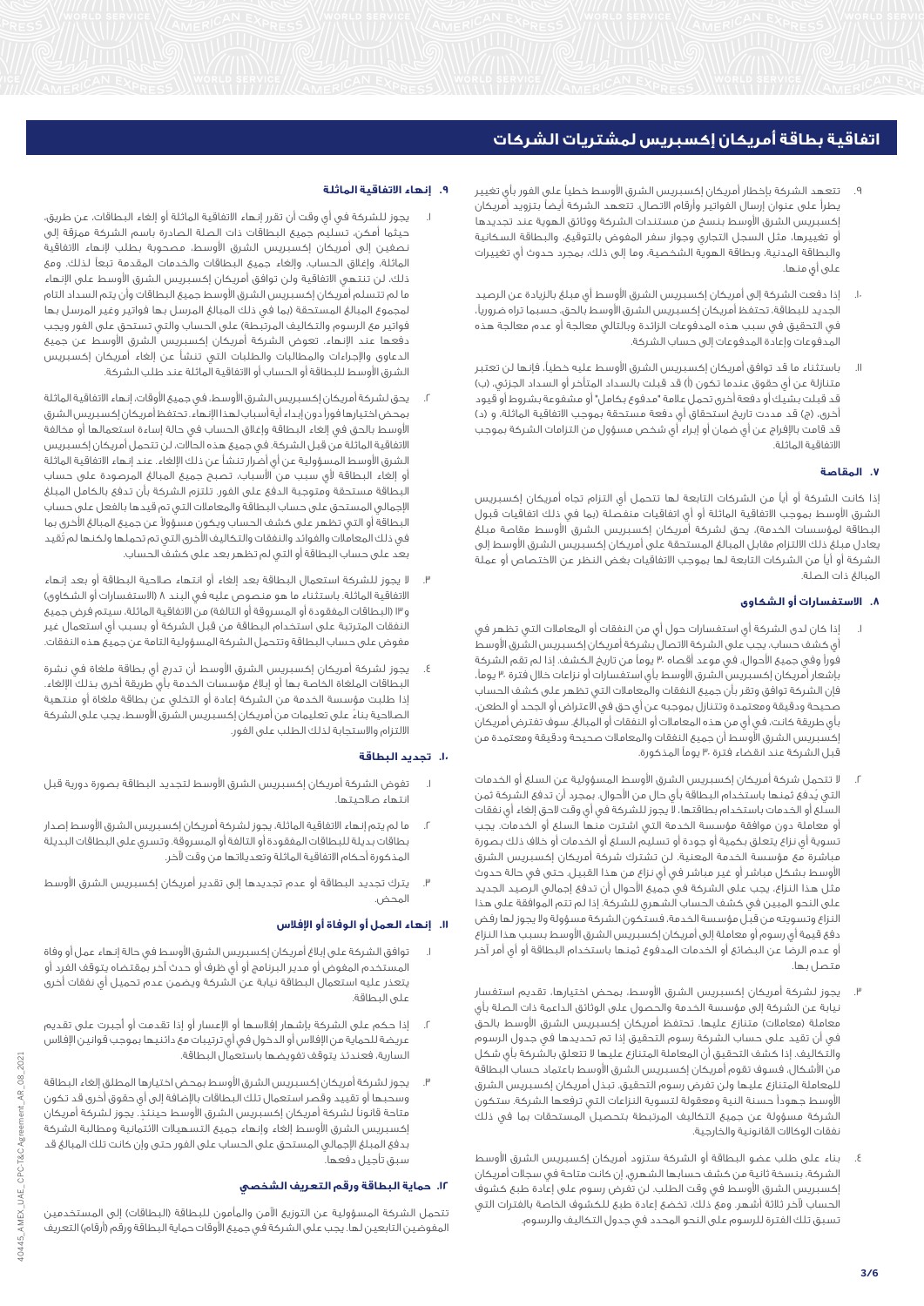# اتفاقية بطاقة أمريكان إكسبريس لمشتريات الشركات

٩. تتعهد الشركة بإخطار أمريكان إكسبريس الشرق الأوسط خطياً على الفور بأي تغيير يطرأ على عنوان إرسال الفواتير وأرقام الاتصال. تتعهد الشركة أيضاً بتزويد أمريكان إكسبريس الشرق الأوسط بنسخ من مستندات الشركة ووثائق الهوية عند تجديدها أو تغييرها، مثل السجل التجاري وجواز سفر المفوض بالتوقيع، والبطاقة السكانية والبطاقة المدنية، وبطاقة الهوية الشخصية، وما إلى ذلك، بمجرد حدوث أي تغييرات على أي منها.

١٠. إذا دفعت الشركة إلى أمريكان إكسبريس الشرق الأوسط أي مبلغ بالزيادة عن الرصيد الجديد للبطاقة، تحتفظ أمريكان إكسبريس الشرق الأوسط بالحق، حسبما تراه ضرورياً، في التحقيق في سبب هذه المدفوعات الزائدة وبالتالي معالجة أو عدم معالجة هذه المدفوعات وإعادة المدفوعات إلى حساب الشركة.

١١. باستثناء ما قد توافق أمريكان إكسبريس الشرق الأوسط عليه خطياً، فإنها لن تعتبر متنازلة عن أي حقوق عندما تكون (أ) قد قبلت بالسداد المتأخر أو السداد الجزئي، (ب) قد قبلت بشيك أو دفعة أخرى تحمل علامة "مدفوع بكامل" أو مشفوعة بشروط أو قيود أخرى، (ج) قد مددت تاريخ استحقاق أي دفعة مستحقة بموجب الاتفاقية الماثلة، و (د) قد قامت بالإفراج عن أي ضمان أو إبراء أي شخص مسؤول من التزامات الشركة بموجب الاتفاقية الماثلة.

## ٧. المقاصة

إذا كانت الشركة أو أياً من الشركات التابعة لها تتحمل أي التزام تجاه أمريكان إكسبريس الشرق الأوسط بموجب الاتفاقية الماثلة أو أي اتفاقيات منفصلة (بما في ذلك اتفاقيات قبول البطاقة لمؤسسات الخدمة)، يحق لشركة أمريكان إكسبريس الشرق الأوسط مقاصة مبلغ يعادل مبلغ الالتزام مقابل المبالغ المستحقة على أمريكان إكسبريس الشرق الأوسط إلى الشركة أو أياً من الشركات التابعة لها بموجب الاتفاقيات بغض النظر عن الاختصاص أو عملة المبالغ ذات الصلة.

## ٨. الاستفسارات أو الشكاوى

١. إذا كان لدى الشركة أي استفسارات حول أي من النفقات أو المعاملات التي تظهر في أي كشف حساب، يجب على الشركة الاتصال بشركة أمريكان إكسبريس الشرق الأوسط فوراً وفي جميع الأحوال، في موعد أقصاه ٣٠ يوماً من تاريخ الكشف. إذا لم تقم الشركة بإشعار أمريكان إكسبريس الشرق الأوسط بأي استفسارات أو نزاعات خلال فترة ٣٠ يوماً، فإن الشركة توافق وتقر بأن جميع النفقات والمعاملات التي تظهر على كشف الحساب صحيحة ودقيقة ومعتمدة وتتنازل بموجبه عن أي حق في الاعتراض أو الجحد أو الطعن، بأي طريقة كانت، في أي من هذه المعاملات أو النفقات أو المبالغ. سوف تفترض أمريكان إكسبريس الشرق الأوسط أن جميع النفقات والمعاملات صحيحة ودقيقة ومعتمدة من قبل الشركة عند انقضاء فترة ٣٠ يوماً المذكورة.

٢. لا تتحمل شركة أمريكان إكسبريس الشرق الأوسط المسؤولية عن السلع أو الخدمات التي يُدفع ثمنها باستخدام البطاقة بأي حال من الأحوال. بمجرد أن تدفع الشركة ثمن السلع أو الخدمات باستخدام بطاقتها، لا يجوز للشركة في أي وقت لاحق إلغاء أي نفقات أو معاملة دون موافقة مؤسسة الخدمة التي اشترت منها السلع أو الخدمات. يجب تسوية أي نزاع يتعلق بكمية أو جودة أو تسليم السلع أو الخدمات أو خلاف ذلك بصورة مباشرة مع مؤسسة الخدمة المعنية. لن تشترك شركة أمريكان إكسبريس الشرق الأوسط بشكل مباشر أو غير مباشر في أي نزاع من هذا القبيل. حتى في حالة حدوث مثل هذا النزاع، يجب على الشركة في جميع الأحوال أن تدفع إجمالي الرصيد الجديد على النحو المبين في كشف الحساب الشهري للشركة. إذا لم تتم الموافقة على هذا النزاع وتسويته من قبل مؤسسة الخدمة، فستكون الشركة مسؤولة ولا يجوز لها رفض دفع قيمة أي رسوم أو معاملة إلى أمريكان إكسبريس الشرق الأوسط بسبب هذا النزاع أو عدم الرضا عن البضائع أو الخدمات المدفوع ثمنها باستخدام البطاقة أو أي أمر آخر متصل بها.

٣. يجوز لشركة أمريكان إكسبريس الشرق الأوسط، بمحض اختيارها، تقديم استفسار نيابة عن الشركة إلى مؤسسة الخدمة والحصول على الوثائق الداعمة ذات الصلة بأي معاملة (معاملات) متنازع عليها. تحتفظ أمريكان إكسبريس الشرق الأوسط بالحق في أن تقيد على حساب الشركة رسوم التحقيق إذا تم تحديدها في جدول الرسوم والتكاليف. إذا كشف التحقيق أن المعاملة المتنازع عليها لا تتعلق بالشركة بأي شكل من الأشكال، فسوف تقوم أمريكان إكسبريس الشرق الأوسط باعتماد حساب البطاقة للمعاملة المتنازع عليها ولن تفرض رسوم التحقيق. تبذل أمريكان إكسبريس الشرق الأوسط جهوداً حسنة النية ومعقولة لتسوية النزاعات التي ترفعها الشركة. ستكون الشركة مسؤولة عن جميع التكاليف المرتبطة بتحصيل المستحقات بما في ذلك نفقات الوكالات القانونية والخارجية.

٤. بناء على طلب عضو البطاقة أو الشركة ستزود أمريكان إكسبريس الشرق الأوسط الشركة، بنسخة ثانية من كشف حسابها الشهري، إن كانت متاحة في سجلات أمريكان إكسبريس الشرق الأوسط في وقت الطلب. لن تفرض رسوم على إعادة طبع كشوف الحساب لآخر ثلاثة أشهر. ومع ذلك، تخضع إعادة طبع الكشوف الخاصة بالفترات التي تسبق تلك الفترة للرسوم على النحو المحدد في جدول التكاليف والرسوم.

## ٩. إنهاء الاتفاقية الماثلة

١. يجوز للشركة في أي وقت أن تقرر إنهاء الاتفاقية الماثلة أو إلغاء البطاقات، عن طريق، حيثما أمكن، تسليم جميع البطاقات ذات الصلة الصادرة باسم الشركة ممزقة إلى نصفين إلى أمريكان إكسبريس الشرق الأوسط، مصحوبة بطلب لإنهاء الاتفاقية الماثلة، وإغلاق الحساب، وإلغاء جميع البطاقات والخدمات المقدمة تبعاً لذلك. ومع ذلك، لن تنتهي الاتفاقية ولن توافق أمريكان إكسبريس الشرق الأوسط على الإنهاء ما لم تتسلم أمريكان إكسبريس الشرق الأوسط جميع البطاقات وأن يتم السداد التام لمجموع المبالغ المستحقة (بما في ذلك المبالغ المرسل بها فواتير وغير المرسل بها فواتير مع الرسوم والتكاليف المرتبطة) على الحساب والتي تستحق على الفور ويجب دفعها عند الإنهاء. تعوض الشركة أمريكان إكسبريس الشرق الأوسط عن جميع الدعاوى والإجراءات والمطالبات والطلبات التي تنشأ عن إلغاء أمريكان إكسبريس الشرق الأوسط للبطاقة أو الحساب أو الاتفاقية الماثلة عند طلب الشركة.

٢. يحق لشركة أمريكان إكسبريس الشرق الأوسط، في جميع الأوقات، إنهاء الاتفاقية الماثلة بمحض اختيارها فوراً دون إبداء أية أسباب لهذا الإنهاء. تحتفظ أمريكان إكسبريس الشرق الأوسط بالحق في إلغاء البطاقة وإغلاق الحساب في حالة إساءة استعمالها أو مخالفة الاتفاقية الماثلة من قبل الشركة. في جميع هذه الحالات، لن تتحمل أمريكان إكسبريس الشرق الأوسط المسؤولية عن أي أضرار تنشأ عن ذلك الإلغاء. عند إنهاء الاتفاقية الماثلة أو إلغاء البطاقة لأي سبب من الأسباب، تصبح جميع المبالغ المرصودة على حساب البطاقة مستحقة ومتوجبة الدفع على الفور. تلتزم الشركة بأن تدفع بالكامل المبلغ الإجمالي المستحق على حساب البطاقة والمعاملات التي تم قيدها بالفعل على حساب البطاقة أو التي تظهر على كشف الحساب ويكون مسؤولاً عن جميع المبالغ الأخرى بما في ذلك المعاملات والفوائد والنفقات والتكاليف الأخرى التي تم تحملها ولكنها لم تقيد بعد على حساب البطاقة أو التي لم تظهر بعد على كشف الحساب.

٣. لا يجوز للشركة استعمال البطاقة بعد إلغاء أو انتهاء صلاحية البطاقة أو بعد إنهاء الاتفاقية الماثلة، باستثناء ما هو منصوص عليه في البند ٨ (الاستفسارات أو الشكاوى) و١٣ (البطاقات المفقودة أو المسروقة أو التالفة) من الاتفاقية الماثلة، سيتم فرض جميع النفقات المترتبة على استخدام البطاقة من قبل الشركة أو بسبب أي استعمال غير مفوض على حساب البطاقة وتتحمل الشركة المسؤولية التامة عن جميع هذه النفقات.

٤. يجوز لشركة أمريكان إكسبريس الشرق الأوسط أن تدرج أي بطاقة ملغاة في نشرة البطاقات الملغاة الخاصة بها أو إبلاغ مؤسسات الخدمة بأي طريقة أخرى بذلك الإلغاء. إذا طلبت مؤسسة الخدمة من الشركة إعادة أو التخلي عن بطاقة ملغاة أو منتهية الصلاحية بناءً على تعليمات من أمريكان إكسبريس الشرق الأوسط، يجب على الشركة الالتزام والاستجابة لذلك الطلب على الفور.

## ١٠. تجديد البطاقة

١. تفوض الشركة أمريكان إكسبريس الشرق الأوسط لتجديد البطاقة بصورة دورية قبل انتهاء صلاحيتها.

٢. ما لم يتم إنهاء الاتفاقية الماثلة، يجوز لشركة أمريكان إكسبريس الشرق الأوسط إصدار بطاقات بديلة للبطاقات المفقودة أو التالفة أو المسروقة. وتسري على البطاقات البديلة المذكورة أحكام الاتفاقية الماثلة وتعديلاتها من وقت لآخر.

٣. يترك تجديد البطاقة أو عدم تجديدها إلى تقدير أمريكان إكسبريس الشرق الأوسط المحض.

## ١١. إنهاء العمل أو الوفاة أو الإفلاس

١. توافق الشركة على إبلاغ أمريكان إكسبريس الشرق الأوسط في حالة إنهاء عمل أو وفاة المستخدم المفوض أو مدير البرنامج أو أي ظرف أو حدث آخر بمقتضاه يتوقف الفرد أو يتعذر عليه استعمال البطاقة نيابة عن الشركة ويضمن عدم تحميل أي نفقات أخرى على البطاقة.

٢. إذا حكم على الشركة بإشهار إفلاسها أو الإعسار أو إذا تقدمت أو أجبرت على تقديم عريضة للحماية من الإفلاس أو الدخول في أي ترتيبات مع دائنيها بموجب قوانين الإفلاس السارية، فعندئذ يتوقف تفويضها باستعمال البطاقة.

٣. يجوز لشركة أمريكان إكسبريس الشرق الأوسط بمحض اختيارها المطلق إلغاء البطاقة وسحبها أو تقييد وقصر استعمال تلك البطاقات بالإضافة إلى أي حقوق أخرى قد تكون متاحة قانوناً لشركة أمريكان إكسبريس الشرق الأوسط حينئذٍ. يجوز لشركة أمريكان إكسبريس الشرق الأوسط إلغاء وإنهاء جميع التسهيلات الائتمانية ومطالبة الشركة بدفع المبلغ الإجمالي المستحق على الحساب على الفور حتى وإن كانت تلك المبالغ قد سبق تأجيل دفعها.

## ١٢. حماية البطاقة ورقم التعريف الشخصي

تتحمل الشركة المسؤولية عن التوزيع الآمن والمأمون للبطاقة (البطاقات) إلى المستخدمين المفوضين التابعين لها. يجب على الشركة في جميع الأوقات حماية البطاقة ورقم (أرقام) التعريف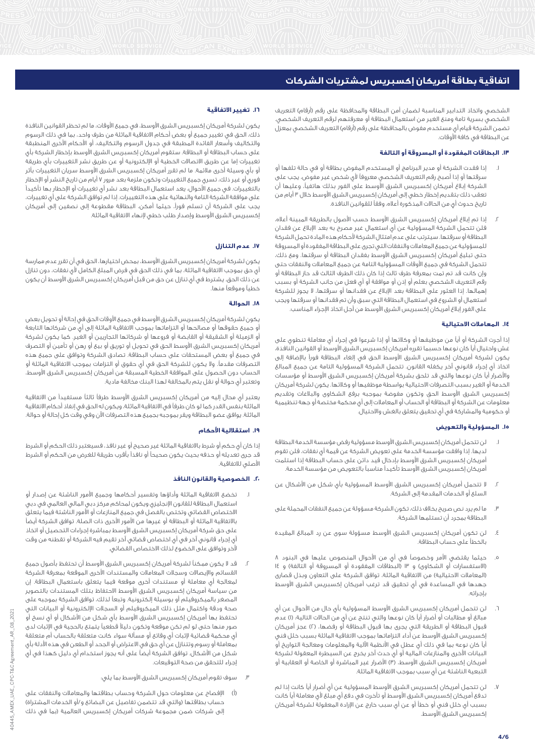# اتفاقية بطاقة أمريكان إكسبريس لمشتريات الشركات

الشخصي واتخاذ التدابير المناسبة لضمان أمن البطاقة والمحافظة على رقم (أرقام) التعريف الشخصي بسرية تامة ومنع الغير من استعمال البطاقة أو معرفتهم لرقم التعريف الشخصي. تضمن الشركة قيام أي مستخدم مفوض بالمحافظة على رقم (أرقام) التعريف الشخصي بمعزل عن البطاقة في كافة الأوقات.

### ١٣. البطاقات المفقودة أو المسروقة أو التالفة

١. إذا فقدت الشركة أو مدير البرنامج أو المستخدم المفوض بطاقة أو في حالة تلفها أو سرقتها أو إذا أصبح رقم التعريف الشخصي معروفاً لأي شخص غير مفوض، يجب على الشركة إبلاغ أمريكان إكسبريس الشرق الأوسط على الفور بذلك هاتفياً، وعليها أن تعقب ذلك بتقديم إخطار خطي إلى أمريكان إكسبريس الشرق الأوسط خلال ٣ أيام من تاريخ حدوث أي من الحالات المذكورة أعلاه، وفقاً للقوانين النافذة.

٢. إذا تم إبلاغ أمريكان إكسبريس الشرق الأوسط حسب الأصول بالطريقة المبينة أعلاه، فلن تتحمل الشركة المسؤولية عن أي استعمال غير مصرح به بعد الإبلاغ عن فقدان البطاقة أو سرقتها. سيترتب على عدم امتثال الشركة لأحكام هذه المادة تحمل الشركة للمسؤولية عن جميع المعاملات والنفقات التي تجرى على البطاقة المفقودة أو المسروقة حتى تبليغ أمريكان إكسبريس الشرق الأوسط بفقدان البطاقة أو سرقتها. ومع ذلك، تتحمل الشركة في جميع الأوقات المسؤولية التامة عن جميع المعاملات والنفقات حتى وإن كانت قد تم تمت بمعرفة طرف ثالث إذا كان ذلك الطرف الثالث قد حاز البطاقة أو رقم التعريف الشخصي بعلم أو إذن أو موافقة أو أي فعل من جانب الشركة أو بسبب إهمالها. إذا العثور على البطاقة بعد الإبلاغ عن فقدانها أو سرقتها، لا يجوز للشركة استعمال أو الشروع في استعمال البطاقة التي سبق وأن تم فقدانها أو سرقتها ويجب على الفور إبلاغ أمريكان إكسبريس الشرق الأوسط من أجل اتخاذ الإجراء المناسب.

### ١٤. المعاملات الاحتيالية

إذا أجرت الشركة أو أيا من موظفيها أو وكلائها أو إذا شرعوا في إجراء أي معاملة تنطوي على غش واحتيال أيا كان نوعها حسبما تقرره أمريكان إكسبريس الشرق الأوسط أو القوانين النافذة، يكون لشركة أمريكان إكسبريس الشرق الأوسط الحق في إلغاء البطاقة فوراً بالإضافة إلى اتخاذ أي إجراء قانوني آخر يكفله القانون. تتحمل الشركة المسؤولية التامة عن جميع المبالغ والأضرار أياً كان نوعها والتي قد تلحق بشركة أمريكان إكسبريس الشرق الأوسط أو مؤسسات الخدمة أو الغير بسبب التصرفات الاحتيالية بواسطة موظفيها أو وكلائها. يكون لشركة أمريكان إكسبريس الشرق الأوسط الحق وتكون مفوضة بموجبه برفع الشكاوى والبلاغات وتقديم معلومات عن الشركة أو البطاقة أو الحساب أو المعاملات إلى أي محكمة مختصة أو جهة تنظيمية أو حكومية والمشاركة في أي تحقيق يتعلق بالغش والاحتيال.

### ١٥. المسؤولية والتعويض

١. لن تتحمل أمريكان إكسبريس الشرق الأوسط مسؤولية رفض مؤسسة الخدمة البطاقة لديها. إذا وافقت مؤسسة الخدمة على تعويض الشركة عن قيمة أي نفقات، فلن تقوم أمريكان إكسبريس الشرق الأوسط بإدخال قيد دائن على حساب البطاقة إذا استلمت أمريكان إكسبريس الشرق الأوسط تأكيداً مناسباً بالتعويض من مؤسسة الخدمة.

٢. لا تتحمل أمريكان إكسبريس الشرق الأوسط المسؤولية بأي شكل من الأشكال عن السلع أو الخدمات المقدمة إلى الشركة.

٣. ما لم يرد نص صريح بخلاف ذلك، تكون الشركة مسؤولة عن جميع النفقات المحملة على البطاقة بمجرد أن تستلمها الشركة.

٤. لن تكون أمريكان إكسبريس الشرق الأوسط مسؤولة سوى عن رد المبالغ المقيدة بالخطأ على حساب البطاقة.

٥. حيثما يقتضي الأمر وخصوصاً في أي من الأحوال المنصوص عليها في البنود ٨ (الاستفسارات أو الشكاوى) و ١٣ (البطاقات المفقودة أو المسروقة أو التالفة) و ١٤ (المعاملات الاحتيالية) من الاتفاقية الماثلة، توافق الشركة على التعاون وبذل قصارى جهدها في المساعدة في أي تحقيق قد ترغب أمريكان إكسبريس الشرق الأوسط بإجرائه.

٦. لن تتحمل أمريكان إكسبريس الشرق الأوسط المسؤولية بأي حال من الأحوال عن أي مبالغ أو مطالبات أو أضرار أياً كان نوعها والتي تنتج عن أي من الحالات التالية: (١) عدم قبول البطاقة أو الطريقة التي يجرى بها قبول البطاقة أو رفضها، (٢) عجز أمريكان إكسبريس الشرق الأوسط عن أداء التزاماتها بموجب الاتفاقية الماثلة بسبب خلل فني أياً كان نوعه بما في ذلك أي عطل في الأنظمة الآلية والمعلومات ومعالجة التواريخ أو البيانات الأخرى والمنازعات المالية أو أي حدث آخر يخرج عن السيطرة المعقولة لشركة أمريكان إكسبريس الشرق الأوسط، (٣) الأضرار غير المباشرة أو الخاصة أو العقابية أو التبعية الناشئة عن أي سبب بموجب الاتفاقية الماثلة.

٧. لن تتحمل أمريكان إكسبريس الشرق الأوسط المسؤولية عن أي أضرار أياً كانت إذا لم تدفع أمريكان إكسبريس الشرق الأوسط أو تأخرت في دفع أي مبلغ لأي معاملة أياً كانت بسبب أي خلل فني أو خطأ أو عن أي سبب خارج عن الإرادة المعقولة لشركة أمريكان إكسبريس الشرق الأوسط.

### ١٦. تغيير الاتفاقية

يكون لشركة أمريكان إكسبريس الشرق الأوسط، في جميع الأوقات، ما لم تحظر القوانين النافذة ذلك، الحق في تغيير جميع أو بعض أحكام الاتفاقية الماثلة من طرف واحد، بما في ذلك الرسوم والتكاليف وأسعار الفائدة المطبقة في جدول الرسوم والتكاليف، أو الأحكام الأخرى المنطبقة على حساب البطاقة أو البطاقة. ستقوم أمريكان إكسبريس الشرق الأوسط بإخطار الشركة بأي تغييرات إما عن طريق الاتصالات الخطية أو الإلكترونية أو عن طريق نشر التغييرات بأي طريقة أو بأي وسيلة أخرى ملائمة. ما لم تقرر أمريكان إكسبريس الشرق الأوسط سريان التغييرات بأثر فوري أو غير ذلك، تسري جميع التغييرات وتكون ملزمة بعد مرور ٧ أيام من تاريخ النشر أو الإخطار بالتغييرات. في جميع الأحوال، يعد استعمال البطاقة بعد نشر أي تغييرات أو الإخطار بها تأكيداً على موافقة الشركة التامة والنهائية على هذه التغييرات. إذا لم توافق الشركة على أي تغييرات، يجب على الشركة أن تسلم فوراً، حيثما أمكن، البطاقة مقطوعة إلى نصفين إلى أمريكان إكسبريس الشرق الأوسط وإصدار طلب خطي لإنهاء الاتفاقية الماثلة.

### ١٧. عدم التنازل

يكون لشركة أمريكان إكسبريس الشرق الأوسط، بمحض اختيارها، الحق في أن تقرر عدم ممارسة أي حق بموجب الاتفاقية الماثلة، بما في ذلك الحق في فرض المبلغ الكامل لأي نفقات، دون تنازل عن ذلك الحق. يشترط في أي تنازل عن حق من قبل أمريكان إكسبريس الشرق الأوسط أن يكون خطياً وموقعاً منها.

### ١٨. الحوالة

يكون لشركة أمريكان إكسبريس الشرق الأوسط في جميع الأوقات الحق في إحالة أو تحويل بعض أو جميع حقوقها أو مصالحها أو التزاماتها بموجب الاتفاقية الماثلة إلى أي من شركاتها التابعة أو الزميلة أو الشقيقة أو القابضة أو فروعها أو شركائها التجاريين أو الغير. كما يكون لشركة أمريكان إكسبريس الشرق الأوسط الحق في تحويل أو توريق أو بيع أو رهن أو تأمين أو التصرف في جميع أو بعض المستحقات على حساب البطاقة. تصادق الشركة وتوافق على جميع هذه التصرفات مقدماً. ولا يكون للشركة الحق في حوالة أي حقوق أو التزامات بموجب الاتفاقية الماثلة أو الحساب دون الحصول على الموافقة الخطية المسبقة من أمريكان إكسبريس الشرق الأوسط، وتعتبر أي حوالة أو نقل يتم بالمخالفة لهذا البند مخالفة مادية.

يعتبر أي محال إليه من أمريكان إكسبريس الشرق الأوسط طرفاً ثالثاً مستفيداً من الاتفاقية الماثلة بنفس القدر كما لو كان طرفاً في الاتفاقية الماثلة، ويكون له الحق في إنفاذ أحكام الاتفاقية الماثلة. يوافق عضو البطاقة ويقر بموجبه بجميع هذه التصرفات الآن وفي وقت كل إحالة أو حوالة.

### ١٩. استقلالية الأحكام

إذا كان أي حكم أو شرط بالاتفاقية الماثلة غير صحيح أو غير نافذ، فسيعتبر ذلك الحكم أو الشرط قد جرى تعديله أو حذفه بحيث يكون صحيحاً أو نافذاً بأقرب طريقة للغرض من الحكم أو الشرط الأصلي للاتفاقية.

### ٢٠. الخصوصية والقانون النافذ

١. تخضع الاتفاقية الماثلة وأداؤها وتفسير أحكامها وجميع الأمور الناشئة عن إصدار أو استعمال البطاقة للقانون الإنجليزي ويكون لمحاكم مركز دبي المالي العالمي في دبي الاختصاص القضائي وتختص بالفصل في جميع المنازعات أو الأمور الناشئة فيما يتعلق بالاتفاقية الماثلة أو البطاقة أو غيرها من الأمور الأخرى ذات الصلة. توافق الشركة أيضاً على حق شركة أمريكان إكسبريس الشرق الأوسط بمباشرة إجراءات التحصيل أو اتخاذ أي إجراء قانوني آخر في أي اختصاص قضائي آخر تقيم فيه الشركة أو تقطنه من وقت لآخر وتوافق على الخضوع لذلك الاختصاص القضائي.

٢. قد لا يكون ممكناً لشركة أمريكان إكسبريس الشرق الأوسط أن تحتفظ بأصول جميع القسائم والإيصالات وسجلات المعاملات والمستندات الأخرى الموقعة بمعرفة الشركة لمعالجة أي معاملة أو مستندات أخرى موقعة فيما يتعلق باستعمال البطاقة. إن من سياسة أمريكان إكسبريس الشرق الأوسط الاحتفاظ بتلك المستندات بالتصوير المصغر بالميكروفيلم أو بوسيلة إلكترونية. وتبعاً لذلك، توافق الشركة بموجبه على صحة ودقة واكتمال مثل ذلك الميكروفيلم أو السجلات الإلكترونية أو البيانات التي تحتفظ بها أمريكان إكسبريس الشرق الأوسط بأي شكل من الأشكال أو أي نسخ أو صور منها حتى لو لم تكن موقعة وتكون دليلاً قطعياً يتمتع بالحجية في الإثبات لدى أي محكمة قضائية لإثبات أي وقائع أو مسألة سواء كانت متعلقة بالحساب أم متعلقة بمعاملة أو رسوم وتتنازل عن أي حق في الاعتراض أو الجحد أو الطعن في هذه الأدلة بأي شكل من الأشكال. توافق الشركة أيضاً على أنه يجوز استخدام أي دليل كهذا في أي إجراء للتحقق من صحة التوقيعات.

٣. سوف تقوم أمريكان إكسبريس الشرق الأوسط بما يلي:

(أ) الإفصاح عن معلومات حول الشركة وحساب بطاقتها والمعاملات والنفقات على حساب بطاقتها (والتي قد تتضمن تفاصيل عن البضائع و/أو الخدمات المشتراة) إلى شركات ضمن مجموعة شركات أمريكان إكسبريس العالمية (بما في ذلك

40445_AMEX_UAE_CPC T&C Agreement_AR_08_2021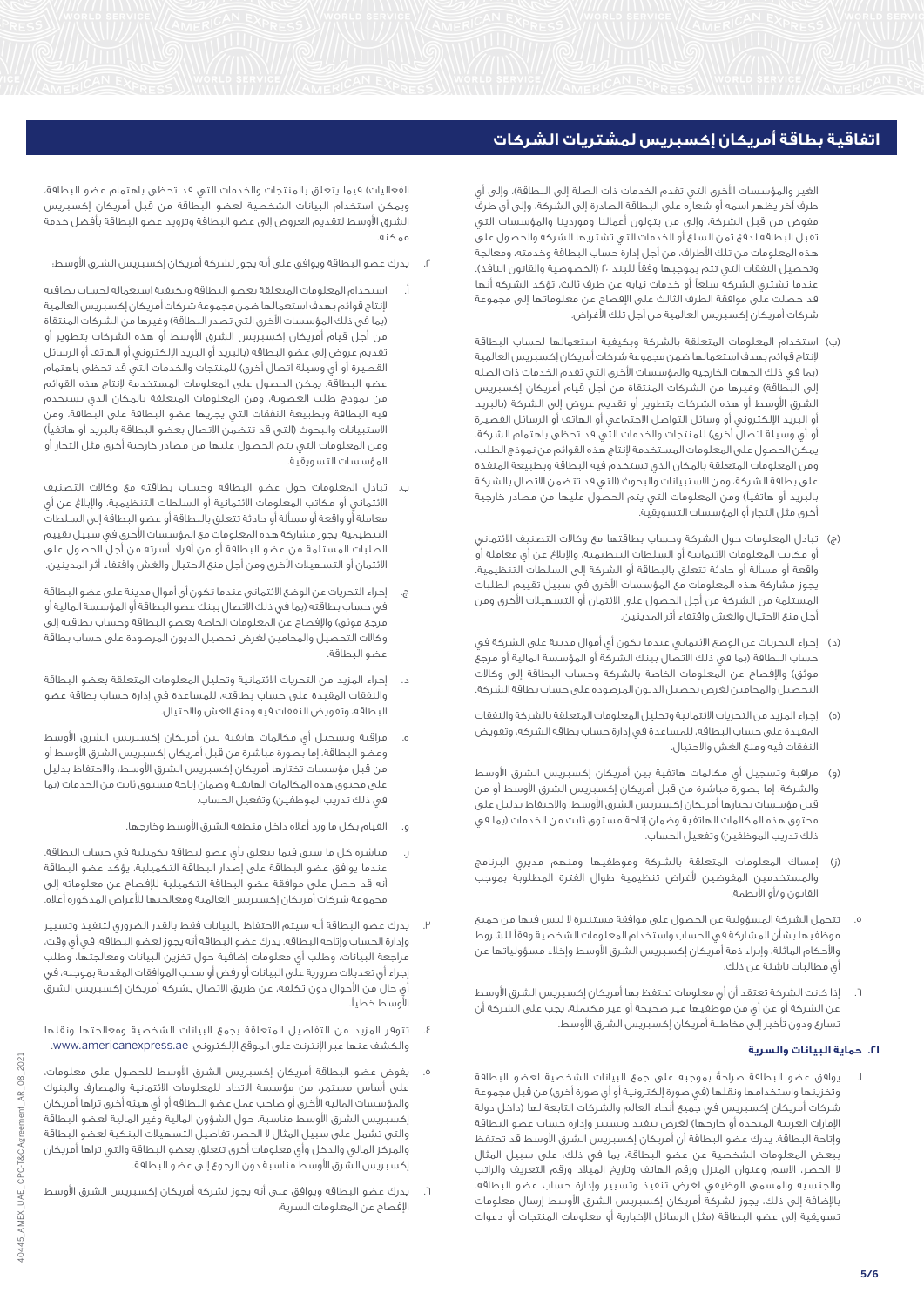# اتفاقية بطاقة أمريكان إكسبريس لمشتريات الشركات

الغير والمؤسسات الأخرى التي تقدم الخدمات ذات الصلة إلى البطاقة)، وإلى أي طرف آخر يظهر اسمه أو شعاره على البطاقة الصادرة إلى الشركة، وإلى أي طرف مفوض من قبل الشركة، وإلى من يتولون أعمالنا وموردينا والمؤسسات التي تقبل البطاقة لدفع ثمن السلع أو الخدمات التي تشتريها الشركة والحصول على هذه المعلومات من تلك الأطراف، من أجل إدارة حساب البطاقة وخدمته، ومعالجة وتحصيل النفقات التي تتم بموجبها وفقاً للبند ٢٠ (الخصوصية والقانون النافذ). عندما تشتري الشركة سلعاً أو خدمات نيابة عن طرف ثالث، تؤكد الشركة أنها قد حصلت على موافقة الطرف الثالث على الإفصاح عن معلوماتها إلى مجموعة شركات أمريكان إكسبريس العالمية من أجل تلك الأغراض.

(ب) استخدام المعلومات المتعلقة بالشركة وبكيفية استعمالها لحساب البطاقة لإنتاج قوائم بهدف استعمالها ضمن مجموعة شركات أمريكان إكسبريس العالمية (بما في ذلك الجهات الخارجية والمؤسسات الأخرى التي تقدم الخدمات ذات الصلة إلى البطاقة) وغيرها من الشركات المنتقاة من أجل قيام أمريكان إكسبريس الشرق الأوسط أو هذه الشركات بتطوير أو تقديم عروض إلى الشركة (بالبريد أو البريد الإلكتروني أو وسائل التواصل الاجتماعي أو الهاتف أو الرسائل القصيرة أو أي وسيلة اتصال أخرى) للمنتجات والخدمات التي قد تحظى باهتمام الشركة. يمكن الحصول على المعلومات المستخدمة لإنتاج هذه القوائم من نموذج الطلب، ومن المعلومات المتعلقة بالمكان الذي تستخدم فيه البطاقة وبطبيعة النفقات المنفذة على بطاقة الشركة، ومن الاستبيانات والبحوث (التي قد تتضمن الاتصال بالشركة بالبريد أو هاتفياً) ومن المعلومات التي يتم الحصول عليها من مصادر خارجية أخرى مثل التجار أو المؤسسات التسويقية.

(ج) تبادل المعلومات حول الشركة وحساب بطاقتها مع وكالات التصنيف الائتماني أو مكاتب المعلومات الائتمانية أو السلطات التنظيمية، والإبلاغ عن أي معاملة أو واقعة أو مسألة أو حادثة تتعلق بالبطاقة أو الشركة إلى السلطات التنظيمية. يجوز مشاركة هذه المعلومات مع المؤسسات الأخرى في سبيل تقييم الطلبات المستلمة من الشركة من أجل الحصول على الائتمان أو التسهيلات الأخرى ومن أجل منع الاحتيال والغش واقتفاء أثر المدينين.

(د) إجراء التحريات عن الوضع الائتماني عندما تكون أي أموال مدينة على الشركة في حساب البطاقة (بما في ذلك الاتصال ببنك الشركة أو المؤسسة المالية أو مرجع موثق) والإفصاح عن المعلومات الخاصة بالشركة وحساب البطاقة إلى وكالات التحصيل والمحامين لغرض تحصيل الديون المرصودة على حساب بطاقة الشركة.

(هـ) إجراء المزيد من التحريات الائتمانية وتحليل المعلومات المتعلقة بالشركة والنفقات المقيدة على حساب البطاقة، للمساعدة في إدارة حساب بطاقة الشركة، وتفويض النفقات فيه ومنع الغش والاحتيال.

(و) مراقبة وتسجيل أي مكالمات هاتفية بين أمريكان إكسبريس الشرق الأوسط والشركة، إما بصورة مباشرة من قبل أمريكان إكسبريس الشرق الأوسط أو من قبل مؤسسات تختارها أمريكان إكسبريس الشرق الأوسط، والاحتفاظ بدليل على محتوى هذه المكالمات الهاتفية وضمان إتاحة مستوى ثابت من الخدمات (بما في ذلك تدريب الموظفين) وتفعيل الحساب.

(ز) إمساك المعلومات المتعلقة بالشركة وموظفيها ومنهم مديري البرنامج والمستخدمين المفوضين لأغراض تنظيمية طوال الفترة المطلوبة بموجب القانون و/أو الأنظمة.

٥. تتحمل الشركة المسؤولية عن الحصول على موافقة مستنيرة لا لبس فيها من جميع موظفيها بشأن المشاركة في الحساب واستخدام المعلومات الشخصية وفقاً للشروط والأحكام الماثلة، وإبراء ذمة أمريكان إكسبريس الشرق الأوسط وإخلاء مسؤولياتها عن أي مطالبات ناشئة عن ذلك.

٦. إذا كانت الشركة تعتقد أن أي معلومات تحتفظ بها أمريكان إكسبريس الشرق الأوسط عن الشركة أو عن أي من موظفيها غير صحيحة أو غير مكتملة، يجب على الشركة أن تسارع ودون تأخير إلى مخاطبة أمريكان إكسبريس الشرق الأوسط.

### ٢١. حماية البيانات والسرية

١. يوافق عضو البطاقة صراحةً بموجبه على جمع البيانات الشخصية لعضو البطاقة وتخزينها واستخدامها ونقلها (في صورة إلكترونية أو أي صورة أخرى) من قبل مجموعة شركات أمريكان إكسبريس في جميع أنحاء العالم والشركات التابعة لها (داخل دولة الإمارات العربية المتحدة أو خارجها) لغرض تنفيذ وتسيير وإدارة حساب عضو البطاقة وإتاحة البطاقة. يدرك عضو البطاقة أن أمريكان إكسبريس الشرق الأوسط قد تحتفظ ببعض المعلومات الشخصية عن عضو البطاقة، بما في ذلك، على سبيل المثال لا الحصر، الاسم وعنوان المنزل ورقم الهاتف وتاريخ الميلاد ورقم التعريف والراتب والجنسية والمسمى الوظيفي لغرض تنفيذ وتسيير وإدارة حساب عضو البطاقة. بالإضافة إلى ذلك، يجوز لشركة أمريكان إكسبريس الشرق الأوسط إرسال معلومات تسويقية إلى عضو البطاقة (مثل الرسائل الإخبارية أو معلومات المنتجات أو دعوات الفعاليات) فيما يتعلق بالمنتجات والخدمات التي قد تحظى باهتمام عضو البطاقة. ويمكن استخدام البيانات الشخصية لعضو البطاقة من قبل أمريكان إكسبريس الشرق الأوسط لتقديم العروض إلى عضو البطاقة وتزويد عضو البطاقة بأفضل خدمة ممكنة.

٢. يدرك عضو البطاقة ويوافق على أنه يجوز لشركة أمريكان إكسبريس الشرق الأوسط:

أ. استخدام المعلومات المتعلقة بعضو البطاقة وبكيفية استعماله لحساب بطاقته لإنتاج قوائم بهدف استعمالها ضمن مجموعة شركات أمريكان إكسبريس العالمية (بما في ذلك المؤسسات الأخرى التي تصدر البطاقة) وغيرها من الشركات المنتقاة من أجل قيام أمريكان إكسبريس الشرق الأوسط أو هذه الشركات بتطوير أو تقديم عروض إلى عضو البطاقة (بالبريد أو البريد الإلكتروني أو الهاتف أو الرسائل القصيرة أو أي وسيلة اتصال أخرى) للمنتجات والخدمات التي قد تحظى باهتمام عضو البطاقة. يمكن الحصول على المعلومات المستخدمة لإنتاج هذه القوائم من نموذج طلب العضوية، ومن المعلومات المتعلقة بالمكان الذي تستخدم فيه البطاقة وبطبيعة النفقات التي يجريها عضو البطاقة على البطاقة، ومن الاستبيانات والبحوث (التي قد تتضمن الاتصال بعضو البطاقة بالبريد أو هاتفياً) ومن المعلومات التي يتم الحصول عليها من مصادر خارجية أخرى مثل التجار أو المؤسسات التسويقية.

ب. تبادل المعلومات حول عضو البطاقة وحساب بطاقته مع وكالات التصنيف الائتماني أو مكاتب المعلومات الائتمانية أو السلطات التنظيمية، والإبلاغ عن أي معاملة أو واقعة أو مسألة أو حادثة تتعلق بالبطاقة أو عضو البطاقة إلى السلطات التنظيمية. يجوز مشاركة هذه المعلومات مع المؤسسات الأخرى في سبيل تقييم الطلبات المستلمة من عضو البطاقة أو من أفراد أسرته من أجل الحصول على الائتمان أو التسهيلات الأخرى ومن أجل منع الاحتيال والغش واقتفاء أثر المدينين.

ج. إجراء التحريات عن الوضع الائتماني عندما تكون أي أموال مدينة على عضو البطاقة في حساب بطاقته (بما في ذلك الاتصال ببنك عضو البطاقة أو المؤسسة المالية أو مرجع موثق) والإفصاح عن المعلومات الخاصة بعضو البطاقة وحساب بطاقته إلى وكالات التحصيل والمحامين لغرض تحصيل الديون المرصودة على حساب بطاقة عضو البطاقة.

د. إجراء المزيد من التحريات الائتمانية وتحليل المعلومات المتعلقة بعضو البطاقة والنفقات المقيدة على حساب بطاقته، للمساعدة في إدارة حساب بطاقة عضو البطاقة، وتفويض النفقات فيه ومنع الغش والاحتيال.

هـ. مراقبة وتسجيل أي مكالمات هاتفية بين أمريكان إكسبريس الشرق الأوسط وعضو البطاقة، إما بصورة مباشرة من قبل أمريكان إكسبريس الشرق الأوسط أو من قبل مؤسسات تختارها أمريكان إكسبريس الشرق الأوسط، والاحتفاظ بدليل على محتوى هذه المكالمات الهاتفية وضمان إتاحة مستوى ثابت من الخدمات (بما في ذلك تدريب الموظفين) وتفعيل الحساب.

و. القيام بكل ما ورد أعلاه داخل منطقة الشرق الأوسط وخارجها.

ز. مباشرة كل ما سبق فيما يتعلق بأي عضو لبطاقة تكميلية في حساب البطاقة. عندما يوافق عضو البطاقة على إصدار البطاقة التكميلية، يؤكد عضو البطاقة أنه قد حصل على موافقة عضو البطاقة التكميلية للإفصاح عن معلوماته إلى مجموعة شركات أمريكان إكسبريس العالمية ومعالجتها للأغراض المذكورة أعلاه.

٣. يدرك عضو البطاقة أنه سيتم الاحتفاظ بالبيانات فقط بالقدر الضروري لتنفيذ وتسيير وإدارة الحساب وإتاحة البطاقة. يدرك عضو البطاقة أنه يجوز لعضو البطاقة، في أي وقت، مراجعة البيانات، وطلب أي معلومات إضافية حول تخزين البيانات ومعالجتها، وطلب إجراء أي تعديلات ضرورية على البيانات أو رفض أو سحب الموافقات المقدمة بموجبه، في أي حال من الأحوال دون تكلفة، عن طريق الاتصال بشركة أمريكان إكسبريس الشرق الأوسط خطياً.

٤. تتوفر المزيد من التفاصيل المتعلقة بجمع البيانات الشخصية ومعالجتها ونقلها والكشف عنها عبر الإنترنت على الموقع الإلكتروني www.americanexpress.ae.

٥. يفوض عضو البطاقة أمريكان إكسبريس الشرق الأوسط للحصول على معلومات، على أساس مستمر، من مؤسسة الاتحاد للمعلومات الائتمانية والمصارف والبنوك والمؤسسات المالية الأخرى أو صاحب عمل عضو البطاقة أو أي هيئة أخرى تراها أمريكان إكسبريس الشرق الأوسط مناسبة، حول الشؤون المالية وغير المالية لعضو البطاقة والتي تشمل على سبيل المثال لا الحصر، تفاصيل التسهيلات البنكية لعضو البطاقة والمركز المالي والدخل وأي معلومات أخرى تتعلق بعضو البطاقة والتي تراها أمريكان إكسبريس الشرق الأوسط مناسبة دون الرجوع إلى عضو البطاقة.

٦. يدرك عضو البطاقة ويوافق على أنه يجوز لشركة أمريكان إكسبريس الشرق الأوسط الإفصاح عن المعلومات السرية: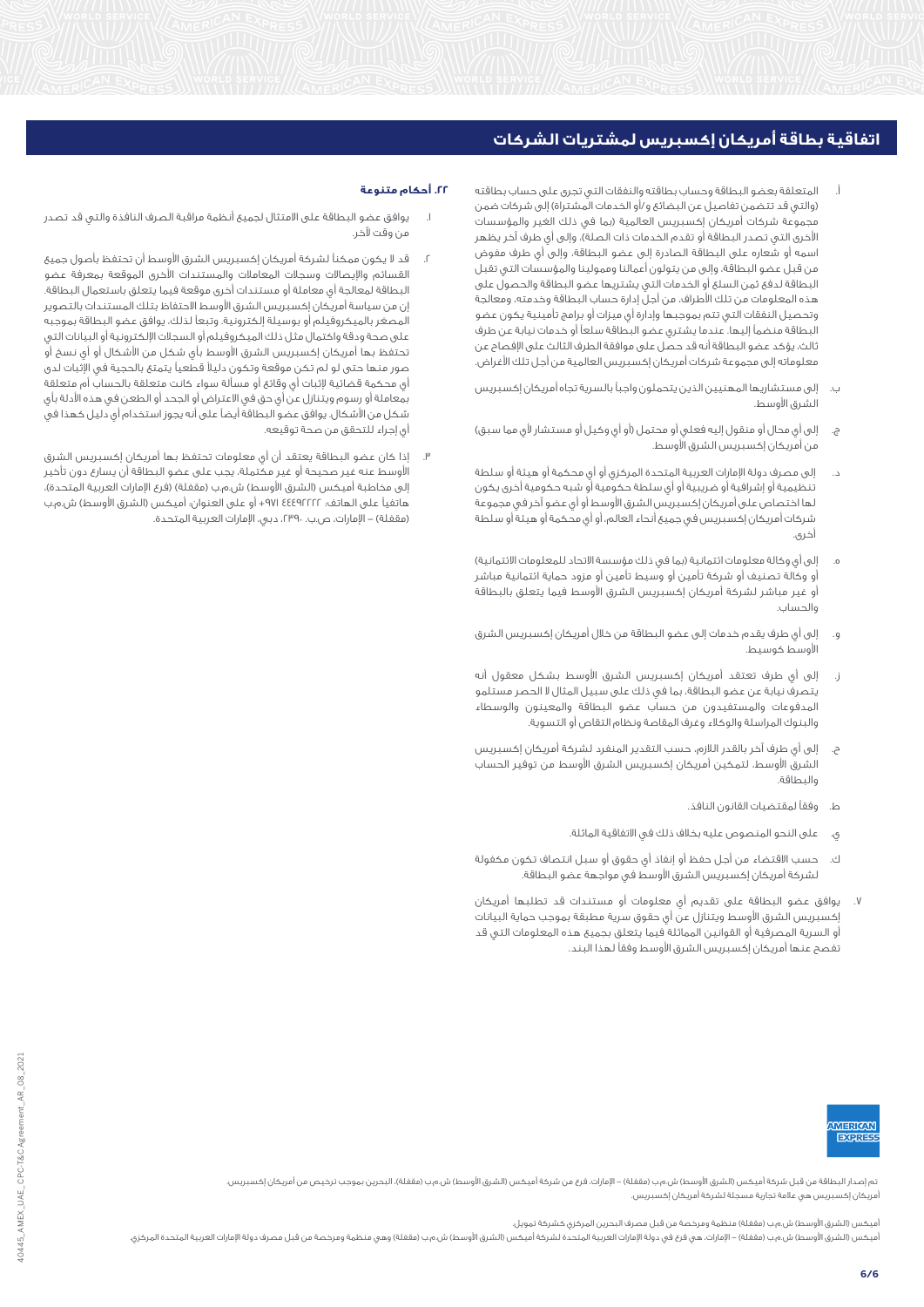أ. المتعلقة بعضو البطاقة وحساب بطاقته والنفقات التي تجرى على حساب بطاقته (والتي قد تتضمن تفاصيل عن البضائع و/أو الخدمات المشتراة) إلى شركات ضمن مجموعة شركات أمريكان إكسبريس العالمية (بما في ذلك الغير والمؤسسات الأخرى التي تصدر البطاقة أو تقدم الخدمات ذات الصلة)، وإلى أي طرف آخر يظهر اسمه أو شعاره على البطاقة الصادرة إلى عضو البطاقة، وإلى أي طرف مفوض من قبل عضو البطاقة، وإلى من يتولون أعمالنا وممولينا والمؤسسات التي تقبل البطاقة لدفع ثمن السلع أو الخدمات التي يشتريها عضو البطاقة والحصول على هذه المعلومات من تلك الأطراف، من أجل إدارة حساب البطاقة وخدمته، ومعالجة وتحصيل النفقات التي تتم بموجبها وإدارة أي ميزات أو برامج تأمينية يكون عضو البطاقة منضماً إليها. عندما يشتري عضو البطاقة سلعاً أو خدمات نيابة عن طرف ثالث، يؤكد عضو البطاقة أنه قد حصل على موافقة الطرف الثالث على الإفصاح عن معلوماته إلى مجموعة شركات أمريكان إكسبريس العالمية من أجل تلك الأغراض.

ب. إلى مستشاريها المهنيين الذين يتحملون واجباً بالسرية تجاه أمريكان إكسبريس الشرق الأوسط.

ج. إلى أي محال أو منقول إليه فعلي أو محتمل (أو أي وكيل أو مستشار لأي مما سبق) من أمريكان إكسبريس الشرق الأوسط.

د. إلى مصرف دولة الإمارات العربية المتحدة المركزي أو أي محكمة أو هيئة أو سلطة تنظيمية أو إشرافية أو ضريبية أو أي سلطة حكومية أو شبه حكومية أخرى يكون لها اختصاص على أمريكان إكسبريس الشرق الأوسط أو أي عضو آخر في مجموعة شركات أمريكان إكسبريس في جميع أنحاء العالم، أو أي محكمة أو هيئة أو سلطة أخرى.

ه. إلى أي وكالة معلومات ائتمانية (بما في ذلك مؤسسة الاتحاد للمعلومات الائتمانية) أو وكالة تصنيف أو شركة تأمين أو وسيط تأمين أو مزود حماية ائتمانية مباشر أو غير مباشر لشركة أمريكان إكسبريس الشرق الأوسط فيما يتعلق بالبطاقة والحساب.

و. إلى أي طرف يقدم خدمات إلى عضو البطاقة من خلال أمريكان إكسبريس الشرق الأوسط كوسيط.

ز. إلى أي طرف تعتقد أمريكان إكسبريس الشرق الأوسط بشكل معقول أنه يتصرف نيابة عن عضو البطاقة، بما في ذلك على سبيل المثال لا الحصر مستلمو المدفوعات والمستفيدون من حساب عضو البطاقة والمعينون والوسطاء والبنوك المراسلة والوكلاء وغرف المقاصة ونظام التقاص أو التسوية.

ح. إلى أي طرف آخر بالقدر اللازم، حسب التقدير المنفرد لشركة أمريكان إكسبريس الشرق الأوسط، لتمكين أمريكان إكسبريس الشرق الأوسط من توفير الحساب والبطاقة.

ط. وفقاً لمقتضيات القانون النافذ.

ي. على النحو المنصوص عليه بخلاف ذلك في الاتفاقية الماثلة.

ك. حسب الاقتضاء من أجل حفظ أو إنفاذ أي حقوق أو سبل انتصاف تكون مكفولة لشركة أمريكان إكسبريس الشرق الأوسط في مواجهة عضو البطاقة.

٧. يوافق عضو البطاقة على تقديم أي معلومات أو مستندات قد تطلبها أمريكان إكسبريس الشرق الأوسط ويتنازل عن أي حقوق سرية مطبقة بموجب حماية البيانات أو السرية المصرفية أو القوانين المماثلة فيما يتعلق بجميع هذه المعلومات التي قد تفصح عنها أمريكان إكسبريس الشرق الأوسط وفقاً لهذا البند.

## ٢٢. أحكام متنوعة

١. يوافق عضو البطاقة على الامتثال لجميع أنظمة مراقبة الصرف النافذة والتي قد تصدر من وقت لآخر.

٢. قد لا يكون ممكناً لشركة أمريكان إكسبريس الشرق الأوسط أن تحتفظ بأصول جميع القسائم والإيصالات وسجلات المعاملات والمستندات الأخرى الموقعة بمعرفة عضو البطاقة لمعالجة أي معاملة أو مستندات أخرى موقعة فيما يتعلق باستعمال البطاقة. إن من سياسة أمريكان إكسبريس الشرق الأوسط الاحتفاظ بتلك المستندات بالتصوير المصغر بالميكروفيلم أو بوسيلة إلكترونية. وتبعاً لذلك، يوافق عضو البطاقة بموجبه على صحة ودقة واكتمال مثل ذلك الميكروفيلم أو السجلات الإلكترونية أو البيانات التي تحتفظ بها أمريكان إكسبريس الشرق الأوسط بأي شكل من الأشكال أو أي نسخ أو صور منها حتى لو لم تكن موقعة وتكون دليلاً قطعياً يتمتع بالحجية في الإثبات لدى أي محكمة قضائية لإثبات أي وقائع أو مسألة سواء كانت متعلقة بالحساب أم متعلقة بمعاملة أو رسوم ويتنازل عن أي حق في الاعتراض أو الجحد أو الطعن في هذه الأدلة بأي شكل من الأشكال. يوافق عضو البطاقة أيضاً على أنه يجوز استخدام أي دليل كهذا في أي إجراء للتحقق من صحة توقيعه.

٣. إذا كان عضو البطاقة يعتقد أن أي معلومات تحتفظ بها أمريكان إكسبريس الشرق الأوسط عنه غير صحيحة أو غير مكتملة، يجب على عضو البطاقة أن يسارع دون تأخير إلى مخاطبة أميكس (الشرق الأوسط) ش.م.ب (مقفلة) (فرع الإمارات العربية المتحدة)، هاتفياً على الهاتف: ٤٤٤٩٢٢٢٢ ٩٧١+ أو على العنوان: أميكس (الشرق الأوسط) ش.م.ب (مقفلة) – الإمارات، ص.ب. ٢٣٩٠، دبي، الإمارات العربية المتحدة.

40445_AMEX_UAE_CPC T&C Agreement_AR_08_2021

تم إصدار البطاقة من قبل شركة أميكس (الشرق الأوسط) ش.م.ب (مقفلة) – الإمارات، فرع من شركة أميكس (الشرق الأوسط) ش.م.ب (مقفلة)، البحرين بموجب ترخيص من أمريكان إكسبريس. أمريكان إكسبريس هي علامة تجارية مسجلة لشركة أمريكان إكسبريس.

أميكس (الشرق الأوسط) ش.م.ب (مقفلة) منظمة ومرخصة من قبل مصرف البحرين المركزي كشركة تمويل.
أميكس (الشرق الأوسط) ش.م.ب (مقفلة) – الإمارات، هي فرع في دولة الإمارات العربية المتحدة لشركة أميكس (الشرق الأوسط) ش.م.ب (مقفلة) وهي منظمة ومرخصة من قبل مصرف دولة الإمارات العربية المتحدة المركزي.